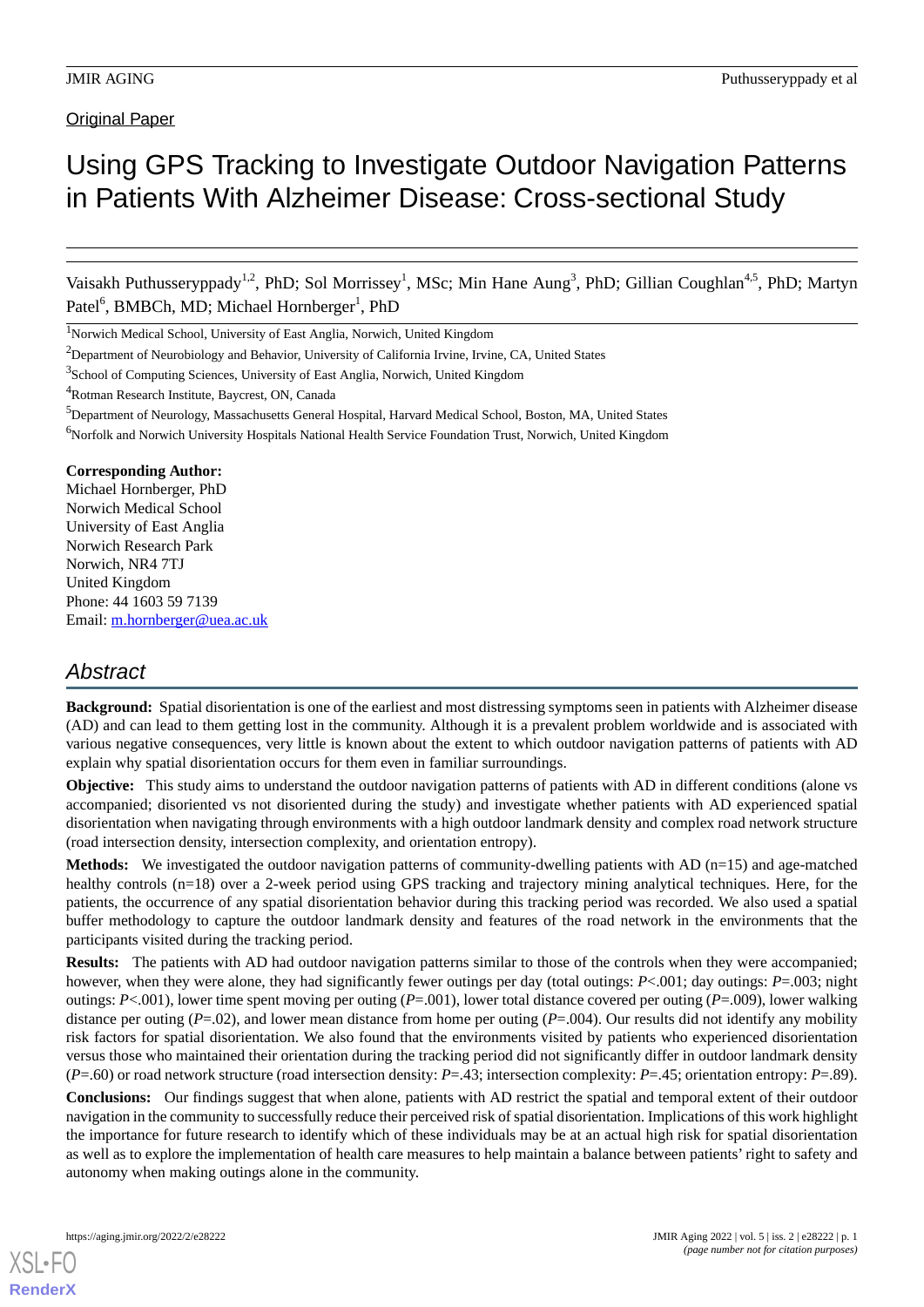Original Paper

# Using GPS Tracking to Investigate Outdoor Navigation Patterns in Patients With Alzheimer Disease: Cross-sectional Study

Vaisakh Puthusseryppady[1,2], PhD; Sol Morrissey[1], MSc; Min Hane Aung[3], PhD; Gillian Coughlan[4,5], PhD; Martyn Patel[6], BMBCh, MD; Michael Hornberger[1], PhD

[1]Norwich Medical School, University of East Anglia, Norwich, United Kingdom

[2]Department of Neurobiology and Behavior, University of California Irvine, Irvine, CA, United States

[3]School of Computing Sciences, University of East Anglia, Norwich, United Kingdom

[4]Rotman Research Institute, Baycrest, ON, Canada

[5]Department of Neurology, Massachusetts General Hospital, Harvard Medical School, Boston, MA, United States

[6]Norfolk and Norwich University Hospitals National Health Service Foundation Trust, Norwich, United Kingdom

**Corresponding Author:**
Michael Hornberger, PhD
Norwich Medical School
University of East Anglia
Norwich Research Park
Norwich, NR4 7TJ
United Kingdom
Phone: 44 1603 59 7139
Email: m.hornberger@uea.ac.uk

## Abstract

**Background:** Spatial disorientation is one of the earliest and most distressing symptoms seen in patients with Alzheimer disease (AD) and can lead to them getting lost in the community. Although it is a prevalent problem worldwide and is associated with various negative consequences, very little is known about the extent to which outdoor navigation patterns of patients with AD explain why spatial disorientation occurs for them even in familiar surroundings.

**Objective:** This study aims to understand the outdoor navigation patterns of patients with AD in different conditions (alone vs accompanied; disoriented vs not disoriented during the study) and investigate whether patients with AD experienced spatial disorientation when navigating through environments with a high outdoor landmark density and complex road network structure (road intersection density, intersection complexity, and orientation entropy).

**Methods:** We investigated the outdoor navigation patterns of community-dwelling patients with AD (n=15) and age-matched healthy controls (n=18) over a 2-week period using GPS tracking and trajectory mining analytical techniques. Here, for the patients, the occurrence of any spatial disorientation behavior during this tracking period was recorded. We also used a spatial buffer methodology to capture the outdoor landmark density and features of the road network in the environments that the participants visited during the tracking period.

**Results:** The patients with AD had outdoor navigation patterns similar to those of the controls when they were accompanied; however, when they were alone, they had significantly fewer outings per day (total outings: $P<.001$; day outings: $P=.003$; night outings: $P<.001$), lower time spent moving per outing ($P=.001$), lower total distance covered per outing ($P=.009$), lower walking distance per outing ($P=.02$), and lower mean distance from home per outing ($P=.004$). Our results did not identify any mobility risk factors for spatial disorientation. We also found that the environments visited by patients who experienced disorientation versus those who maintained their orientation during the tracking period did not significantly differ in outdoor landmark density ($P=.60$) or road network structure (road intersection density: $P=.43$; intersection complexity: $P=.45$; orientation entropy: $P=.89$).

**Conclusions:** Our findings suggest that when alone, patients with AD restrict the spatial and temporal extent of their outdoor navigation in the community to successfully reduce their perceived risk of spatial disorientation. Implications of this work highlight the importance for future research to identify which of these individuals may be at an actual high risk for spatial disorientation as well as to explore the implementation of health care measures to help maintain a balance between patients' right to safety and autonomy when making outings alone in the community.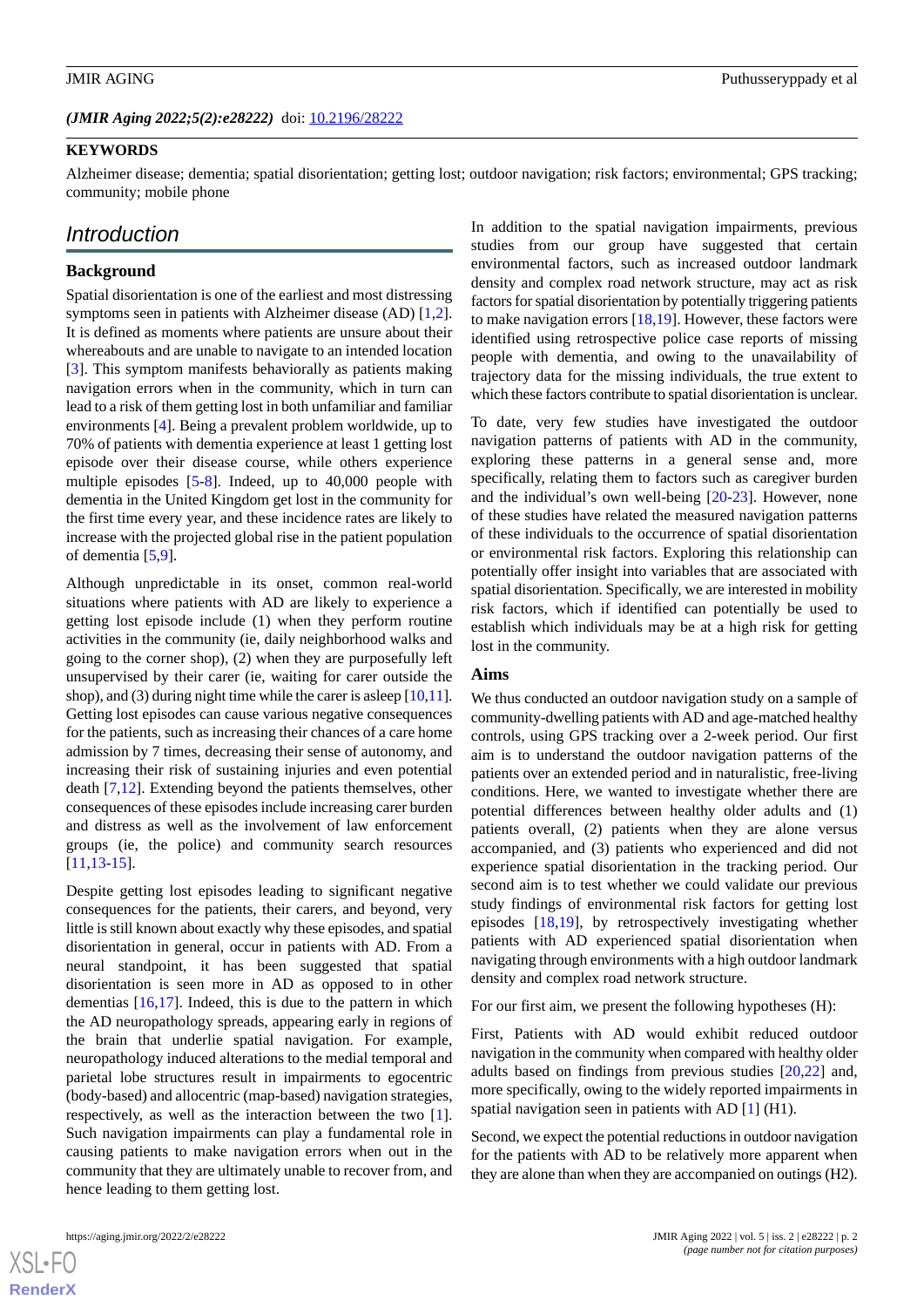*(JMIR Aging 2022;5(2):e28222)* doi: 10.2196/28222

**KEYWORDS**

Alzheimer disease; dementia; spatial disorientation; getting lost; outdoor navigation; risk factors; environmental; GPS tracking; community; mobile phone

## Introduction

### Background

Spatial disorientation is one of the earliest and most distressing symptoms seen in patients with Alzheimer disease (AD) [1,2]. It is defined as moments where patients are unsure about their whereabouts and are unable to navigate to an intended location [3]. This symptom manifests behaviorally as patients making navigation errors when in the community, which in turn can lead to a risk of them getting lost in both unfamiliar and familiar environments [4]. Being a prevalent problem worldwide, up to 70% of patients with dementia experience at least 1 getting lost episode over their disease course, while others experience multiple episodes [5-8]. Indeed, up to 40,000 people with dementia in the United Kingdom get lost in the community for the first time every year, and these incidence rates are likely to increase with the projected global rise in the patient population of dementia [5,9].

Although unpredictable in its onset, common real-world situations where patients with AD are likely to experience a getting lost episode include (1) when they perform routine activities in the community (ie, daily neighborhood walks and going to the corner shop), (2) when they are purposefully left unsupervised by their carer (ie, waiting for carer outside the shop), and (3) during night time while the carer is asleep [10,11]. Getting lost episodes can cause various negative consequences for the patients, such as increasing their chances of a care home admission by 7 times, decreasing their sense of autonomy, and increasing their risk of sustaining injuries and even potential death [7,12]. Extending beyond the patients themselves, other consequences of these episodes include increasing carer burden and distress as well as the involvement of law enforcement groups (ie, the police) and community search resources [11,13-15].

Despite getting lost episodes leading to significant negative consequences for the patients, their carers, and beyond, very little is still known about exactly why these episodes, and spatial disorientation in general, occur in patients with AD. From a neural standpoint, it has been suggested that spatial disorientation is seen more in AD as opposed to in other dementias [16,17]. Indeed, this is due to the pattern in which the AD neuropathology spreads, appearing early in regions of the brain that underlie spatial navigation. For example, neuropathology induced alterations to the medial temporal and parietal lobe structures result in impairments to egocentric (body-based) and allocentric (map-based) navigation strategies, respectively, as well as the interaction between the two [1]. Such navigation impairments can play a fundamental role in causing patients to make navigation errors when out in the community that they are ultimately unable to recover from, and hence leading to them getting lost.

In addition to the spatial navigation impairments, previous studies from our group have suggested that certain environmental factors, such as increased outdoor landmark density and complex road network structure, may act as risk factors for spatial disorientation by potentially triggering patients to make navigation errors [18,19]. However, these factors were identified using retrospective police case reports of missing people with dementia, and owing to the unavailability of trajectory data for the missing individuals, the true extent to which these factors contribute to spatial disorientation is unclear.

To date, very few studies have investigated the outdoor navigation patterns of patients with AD in the community, exploring these patterns in a general sense and, more specifically, relating them to factors such as caregiver burden and the individual's own well-being [20-23]. However, none of these studies have related the measured navigation patterns of these individuals to the occurrence of spatial disorientation or environmental risk factors. Exploring this relationship can potentially offer insight into variables that are associated with spatial disorientation. Specifically, we are interested in mobility risk factors, which if identified can potentially be used to establish which individuals may be at a high risk for getting lost in the community.

### Aims

We thus conducted an outdoor navigation study on a sample of community-dwelling patients with AD and age-matched healthy controls, using GPS tracking over a 2-week period. Our first aim is to understand the outdoor navigation patterns of the patients over an extended period and in naturalistic, free-living conditions. Here, we wanted to investigate whether there are potential differences between healthy older adults and (1) patients overall, (2) patients when they are alone versus accompanied, and (3) patients who experienced and did not experience spatial disorientation in the tracking period. Our second aim is to test whether we could validate our previous study findings of environmental risk factors for getting lost episodes [18,19], by retrospectively investigating whether patients with AD experienced spatial disorientation when navigating through environments with a high outdoor landmark density and complex road network structure.

For our first aim, we present the following hypotheses (H):

First, Patients with AD would exhibit reduced outdoor navigation in the community when compared with healthy older adults based on findings from previous studies [20,22] and, more specifically, owing to the widely reported impairments in spatial navigation seen in patients with AD [1] (H1).

Second, we expect the potential reductions in outdoor navigation for the patients with AD to be relatively more apparent when they are alone than when they are accompanied on outings (H2).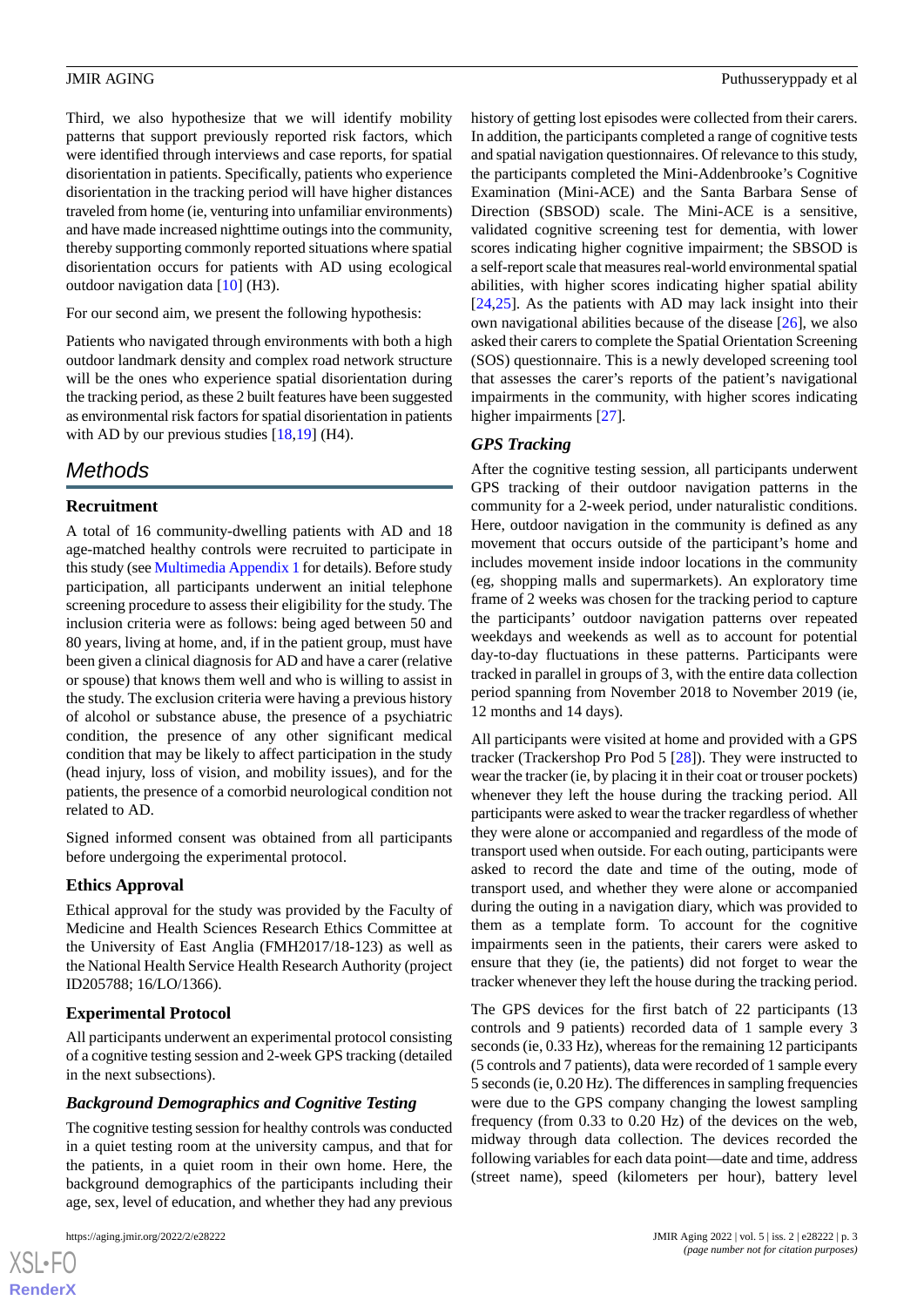Third, we also hypothesize that we will identify mobility patterns that support previously reported risk factors, which were identified through interviews and case reports, for spatial disorientation in patients. Specifically, patients who experience disorientation in the tracking period will have higher distances traveled from home (ie, venturing into unfamiliar environments) and have made increased nighttime outings into the community, thereby supporting commonly reported situations where spatial disorientation occurs for patients with AD using ecological outdoor navigation data [10] (H3).

For our second aim, we present the following hypothesis:

Patients who navigated through environments with both a high outdoor landmark density and complex road network structure will be the ones who experience spatial disorientation during the tracking period, as these 2 built features have been suggested as environmental risk factors for spatial disorientation in patients with AD by our previous studies [18,19] (H4).

## Methods

### Recruitment

A total of 16 community-dwelling patients with AD and 18 age-matched healthy controls were recruited to participate in this study (see Multimedia Appendix 1 for details). Before study participation, all participants underwent an initial telephone screening procedure to assess their eligibility for the study. The inclusion criteria were as follows: being aged between 50 and 80 years, living at home, and, if in the patient group, must have been given a clinical diagnosis for AD and have a carer (relative or spouse) that knows them well and who is willing to assist in the study. The exclusion criteria were having a previous history of alcohol or substance abuse, the presence of a psychiatric condition, the presence of any other significant medical condition that may be likely to affect participation in the study (head injury, loss of vision, and mobility issues), and for the patients, the presence of a comorbid neurological condition not related to AD.

Signed informed consent was obtained from all participants before undergoing the experimental protocol.

### Ethics Approval

Ethical approval for the study was provided by the Faculty of Medicine and Health Sciences Research Ethics Committee at the University of East Anglia (FMH2017/18-123) as well as the National Health Service Health Research Authority (project ID205788; 16/LO/1366).

### Experimental Protocol

All participants underwent an experimental protocol consisting of a cognitive testing session and 2-week GPS tracking (detailed in the next subsections).

#### Background Demographics and Cognitive Testing

The cognitive testing session for healthy controls was conducted in a quiet testing room at the university campus, and that for the patients, in a quiet room in their own home. Here, the background demographics of the participants including their age, sex, level of education, and whether they had any previous history of getting lost episodes were collected from their carers. In addition, the participants completed a range of cognitive tests and spatial navigation questionnaires. Of relevance to this study, the participants completed the Mini-Addenbrooke's Cognitive Examination (Mini-ACE) and the Santa Barbara Sense of Direction (SBSOD) scale. The Mini-ACE is a sensitive, validated cognitive screening test for dementia, with lower scores indicating higher cognitive impairment; the SBSOD is a self-report scale that measures real-world environmental spatial abilities, with higher scores indicating higher spatial ability [24,25]. As the patients with AD may lack insight into their own navigational abilities because of the disease [26], we also asked their carers to complete the Spatial Orientation Screening (SOS) questionnaire. This is a newly developed screening tool that assesses the carer's reports of the patient's navigational impairments in the community, with higher scores indicating higher impairments [27].

#### GPS Tracking

After the cognitive testing session, all participants underwent GPS tracking of their outdoor navigation patterns in the community for a 2-week period, under naturalistic conditions. Here, outdoor navigation in the community is defined as any movement that occurs outside of the participant's home and includes movement inside indoor locations in the community (eg, shopping malls and supermarkets). An exploratory time frame of 2 weeks was chosen for the tracking period to capture the participants' outdoor navigation patterns over repeated weekdays and weekends as well as to account for potential day-to-day fluctuations in these patterns. Participants were tracked in parallel in groups of 3, with the entire data collection period spanning from November 2018 to November 2019 (ie, 12 months and 14 days).

All participants were visited at home and provided with a GPS tracker (Trackershop Pro Pod 5 [28]). They were instructed to wear the tracker (ie, by placing it in their coat or trouser pockets) whenever they left the house during the tracking period. All participants were asked to wear the tracker regardless of whether they were alone or accompanied and regardless of the mode of transport used when outside. For each outing, participants were asked to record the date and time of the outing, mode of transport used, and whether they were alone or accompanied during the outing in a navigation diary, which was provided to them as a template form. To account for the cognitive impairments seen in the patients, their carers were asked to ensure that they (ie, the patients) did not forget to wear the tracker whenever they left the house during the tracking period.

The GPS devices for the first batch of 22 participants (13 controls and 9 patients) recorded data of 1 sample every 3 seconds (ie, 0.33 Hz), whereas for the remaining 12 participants (5 controls and 7 patients), data were recorded of 1 sample every 5 seconds (ie, 0.20 Hz). The differences in sampling frequencies were due to the GPS company changing the lowest sampling frequency (from 0.33 to 0.20 Hz) of the devices on the web, midway through data collection. The devices recorded the following variables for each data point—date and time, address (street name), speed (kilometers per hour), battery level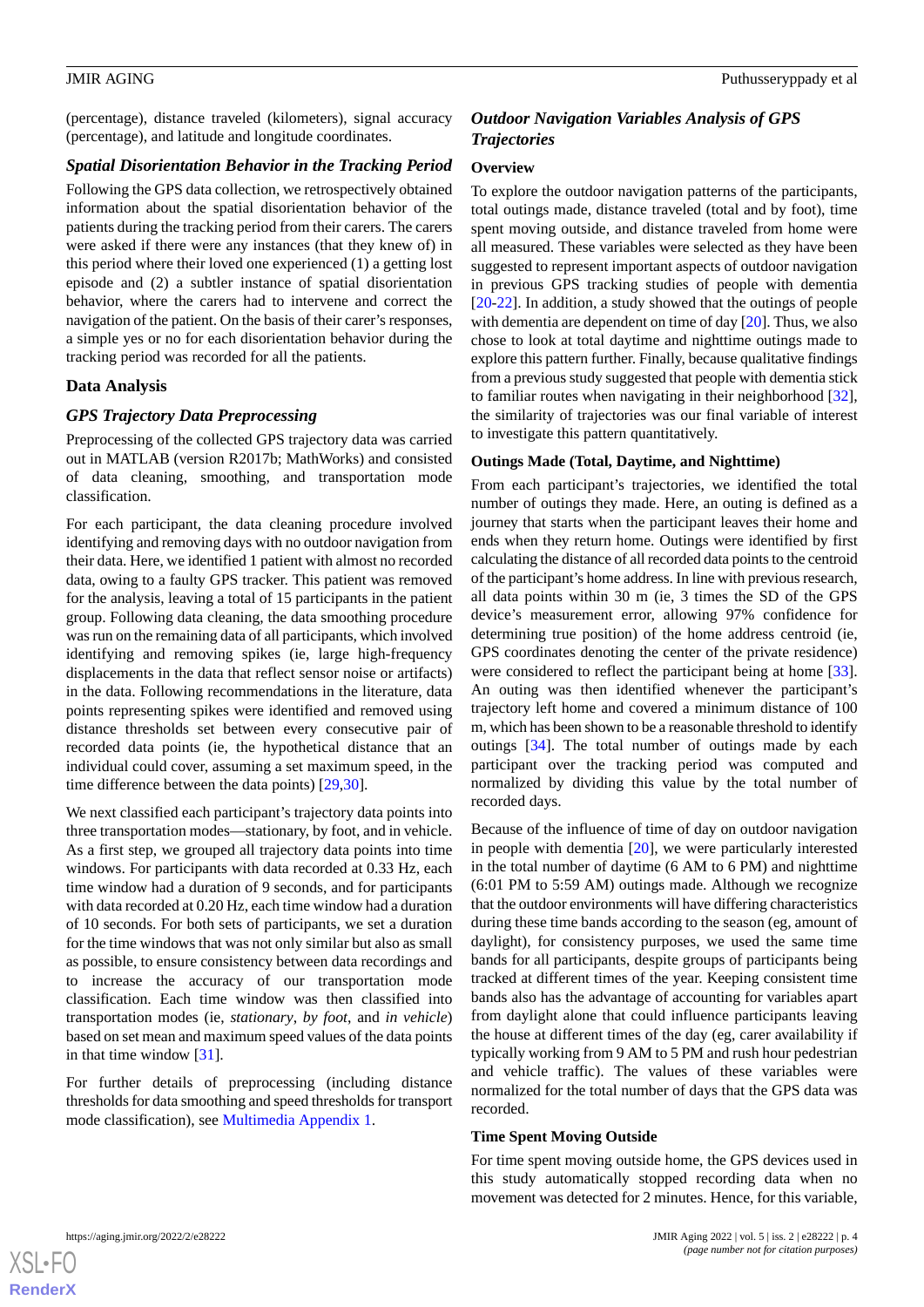(percentage), distance traveled (kilometers), signal accuracy (percentage), and latitude and longitude coordinates.

### *Spatial Disorientation Behavior in the Tracking Period*

Following the GPS data collection, we retrospectively obtained information about the spatial disorientation behavior of the patients during the tracking period from their carers. The carers were asked if there were any instances (that they knew of) in this period where their loved one experienced (1) a getting lost episode and (2) a subtler instance of spatial disorientation behavior, where the carers had to intervene and correct the navigation of the patient. On the basis of their carer's responses, a simple yes or no for each disorientation behavior during the tracking period was recorded for all the patients.

## Data Analysis

### *GPS Trajectory Data Preprocessing*

Preprocessing of the collected GPS trajectory data was carried out in MATLAB (version R2017b; MathWorks) and consisted of data cleaning, smoothing, and transportation mode classification.

For each participant, the data cleaning procedure involved identifying and removing days with no outdoor navigation from their data. Here, we identified 1 patient with almost no recorded data, owing to a faulty GPS tracker. This patient was removed for the analysis, leaving a total of 15 participants in the patient group. Following data cleaning, the data smoothing procedure was run on the remaining data of all participants, which involved identifying and removing spikes (ie, large high-frequency displacements in the data that reflect sensor noise or artifacts) in the data. Following recommendations in the literature, data points representing spikes were identified and removed using distance thresholds set between every consecutive pair of recorded data points (ie, the hypothetical distance that an individual could cover, assuming a set maximum speed, in the time difference between the data points) [29,30].

We next classified each participant's trajectory data points into three transportation modes—stationary, by foot, and in vehicle. As a first step, we grouped all trajectory data points into time windows. For participants with data recorded at 0.33 Hz, each time window had a duration of 9 seconds, and for participants with data recorded at 0.20 Hz, each time window had a duration of 10 seconds. For both sets of participants, we set a duration for the time windows that was not only similar but also as small as possible, to ensure consistency between data recordings and to increase the accuracy of our transportation mode classification. Each time window was then classified into transportation modes (ie, *stationary*, *by foot*, and *in vehicle*) based on set mean and maximum speed values of the data points in that time window [31].

For further details of preprocessing (including distance thresholds for data smoothing and speed thresholds for transport mode classification), see Multimedia Appendix 1.

### *Outdoor Navigation Variables Analysis of GPS Trajectories*

#### Overview

To explore the outdoor navigation patterns of the participants, total outings made, distance traveled (total and by foot), time spent moving outside, and distance traveled from home were all measured. These variables were selected as they have been suggested to represent important aspects of outdoor navigation in previous GPS tracking studies of people with dementia [20-22]. In addition, a study showed that the outings of people with dementia are dependent on time of day [20]. Thus, we also chose to look at total daytime and nighttime outings made to explore this pattern further. Finally, because qualitative findings from a previous study suggested that people with dementia stick to familiar routes when navigating in their neighborhood [32], the similarity of trajectories was our final variable of interest to investigate this pattern quantitatively.

#### Outings Made (Total, Daytime, and Nighttime)

From each participant's trajectories, we identified the total number of outings they made. Here, an outing is defined as a journey that starts when the participant leaves their home and ends when they return home. Outings were identified by first calculating the distance of all recorded data points to the centroid of the participant's home address. In line with previous research, all data points within 30 m (ie, 3 times the SD of the GPS device's measurement error, allowing 97% confidence for determining true position) of the home address centroid (ie, GPS coordinates denoting the center of the private residence) were considered to reflect the participant being at home [33]. An outing was then identified whenever the participant's trajectory left home and covered a minimum distance of 100 m, which has been shown to be a reasonable threshold to identify outings [34]. The total number of outings made by each participant over the tracking period was computed and normalized by dividing this value by the total number of recorded days.

Because of the influence of time of day on outdoor navigation in people with dementia [20], we were particularly interested in the total number of daytime (6 AM to 6 PM) and nighttime (6:01 PM to 5:59 AM) outings made. Although we recognize that the outdoor environments will have differing characteristics during these time bands according to the season (eg, amount of daylight), for consistency purposes, we used the same time bands for all participants, despite groups of participants being tracked at different times of the year. Keeping consistent time bands also has the advantage of accounting for variables apart from daylight alone that could influence participants leaving the house at different times of the day (eg, carer availability if typically working from 9 AM to 5 PM and rush hour pedestrian and vehicle traffic). The values of these variables were normalized for the total number of days that the GPS data was recorded.

#### Time Spent Moving Outside

For time spent moving outside home, the GPS devices used in this study automatically stopped recording data when no movement was detected for 2 minutes. Hence, for this variable,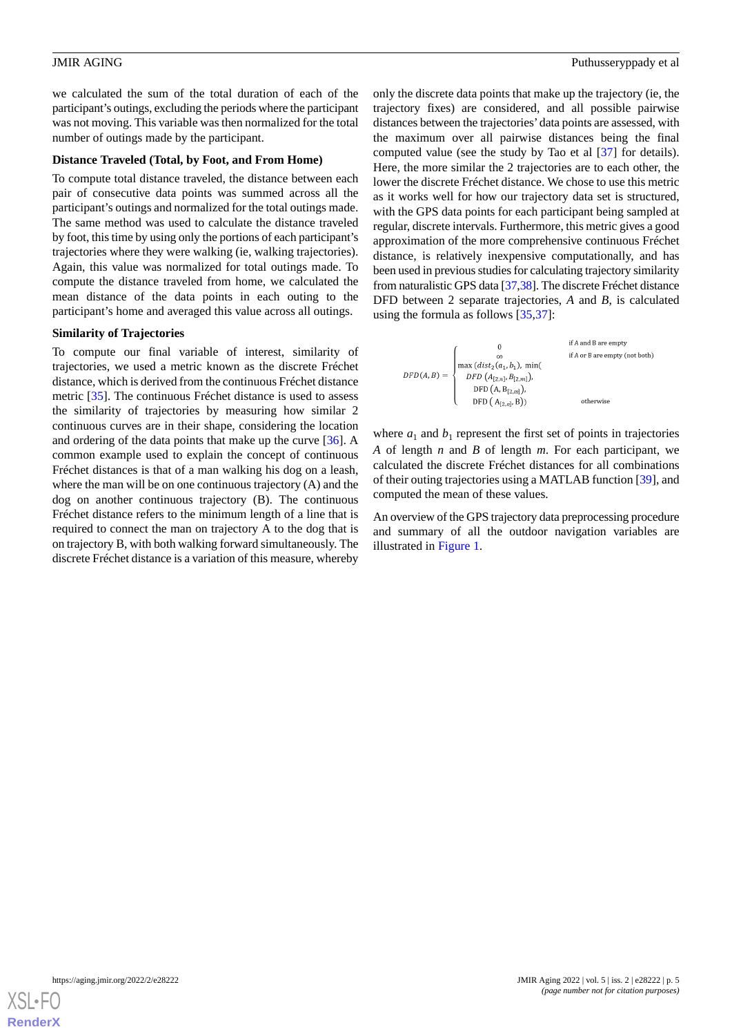we calculated the sum of the total duration of each of the participant's outings, excluding the periods where the participant was not moving. This variable was then normalized for the total number of outings made by the participant.

### Distance Traveled (Total, by Foot, and From Home)

To compute total distance traveled, the distance between each pair of consecutive data points was summed across all the participant's outings and normalized for the total outings made. The same method was used to calculate the distance traveled by foot, this time by using only the portions of each participant's trajectories where they were walking (ie, walking trajectories). Again, this value was normalized for total outings made. To compute the distance traveled from home, we calculated the mean distance of the data points in each outing to the participant's home and averaged this value across all outings.

### Similarity of Trajectories

To compute our final variable of interest, similarity of trajectories, we used a metric known as the discrete Fréchet distance, which is derived from the continuous Fréchet distance metric [35]. The continuous Fréchet distance is used to assess the similarity of trajectories by measuring how similar 2 continuous curves are in their shape, considering the location and ordering of the data points that make up the curve [36]. A common example used to explain the concept of continuous Fréchet distances is that of a man walking his dog on a leash, where the man will be on one continuous trajectory (A) and the dog on another continuous trajectory (B). The continuous Fréchet distance refers to the minimum length of a line that is required to connect the man on trajectory A to the dog that is on trajectory B, with both walking forward simultaneously. The discrete Fréchet distance is a variation of this measure, whereby only the discrete data points that make up the trajectory (ie, the trajectory fixes) are considered, and all possible pairwise distances between the trajectories' data points are assessed, with the maximum over all pairwise distances being the final computed value (see the study by Tao et al [37] for details). Here, the more similar the 2 trajectories are to each other, the lower the discrete Fréchet distance. We chose to use this metric as it works well for how our trajectory data set is structured, with the GPS data points for each participant being sampled at regular, discrete intervals. Furthermore, this metric gives a good approximation of the more comprehensive continuous Fréchet distance, is relatively inexpensive computationally, and has been used in previous studies for calculating trajectory similarity from naturalistic GPS data [37,38]. The discrete Fréchet distance DFD between 2 separate trajectories, *A* and *B*, is calculated using the formula as follows [35,37]:

$$DFD(A,B) = \begin{cases} 0 & \text{if A and B are empty} \\ \infty & \text{if A or B are empty (not both)} \\ \max\left(dist_2(a_1, b_1),\ \min\left( DFD\left(A_{[2,n]}, B_{[2,m]}\right),\ DFD\left(A, B_{[2,m]}\right),\ DFD\left(A_{[2,n]}, B\right)\right)\right) & \text{otherwise} \end{cases}$$

where $a_1$ and $b_1$ represent the first set of points in trajectories *A* of length *n* and *B* of length *m*. For each participant, we calculated the discrete Fréchet distances for all combinations of their outing trajectories using a MATLAB function [39], and computed the mean of these values.

An overview of the GPS trajectory data preprocessing procedure and summary of all the outdoor navigation variables are illustrated in Figure 1.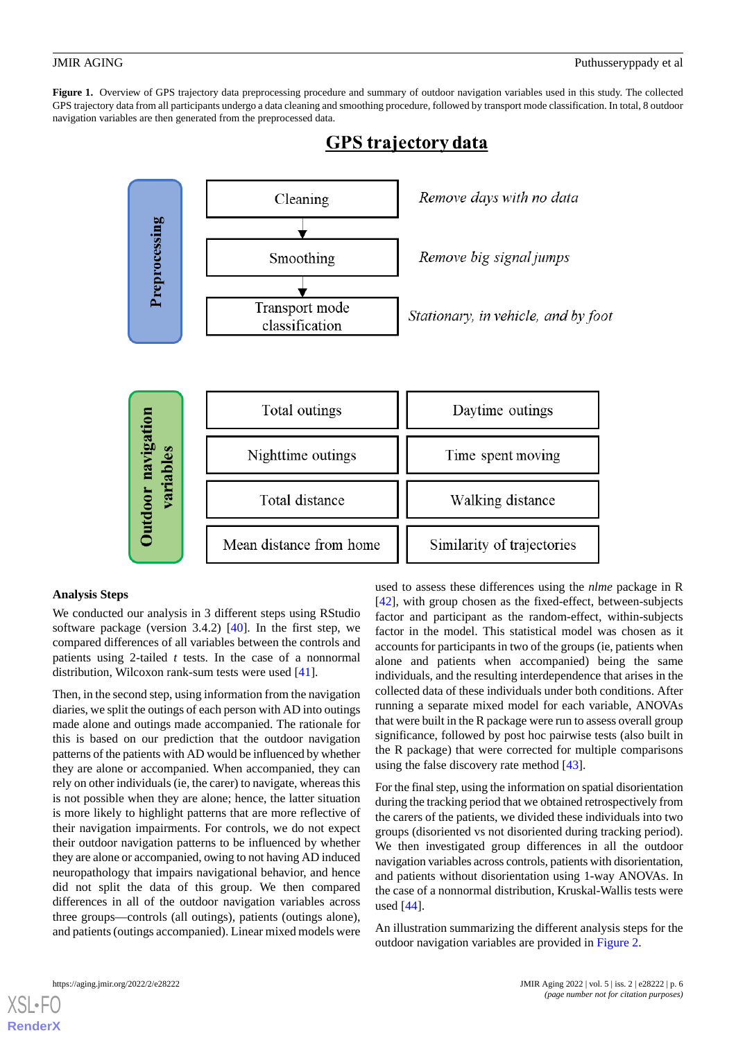**Figure 1.** Overview of GPS trajectory data preprocessing procedure and summary of outdoor navigation variables used in this study. The collected GPS trajectory data from all participants undergo a data cleaning and smoothing procedure, followed by transport mode classification. In total, 8 outdoor navigation variables are then generated from the preprocessed data.

**GPS trajectory data**

**Preprocessing**

- Cleaning — *Remove days with no data*
- Smoothing — *Remove big signal jumps*
- Transport mode classification — *Stationary, in vehicle, and by foot*

**Outdoor navigation variables**

| | |
|---|---|
| Total outings | Daytime outings |
| Nighttime outings | Time spent moving |
| Total distance | Walking distance |
| Mean distance from home | Similarity of trajectories |

### Analysis Steps

We conducted our analysis in 3 different steps using RStudio software package (version 3.4.2) [40]. In the first step, we compared differences of all variables between the controls and patients using 2-tailed *t* tests. In the case of a nonnormal distribution, Wilcoxon rank-sum tests were used [41].

Then, in the second step, using information from the navigation diaries, we split the outings of each person with AD into outings made alone and outings made accompanied. The rationale for this is based on our prediction that the outdoor navigation patterns of the patients with AD would be influenced by whether they are alone or accompanied. When accompanied, they can rely on other individuals (ie, the carer) to navigate, whereas this is not possible when they are alone; hence, the latter situation is more likely to highlight patterns that are more reflective of their navigation impairments. For controls, we do not expect their outdoor navigation patterns to be influenced by whether they are alone or accompanied, owing to not having AD induced neuropathology that impairs navigational behavior, and hence did not split the data of this group. We then compared differences in all of the outdoor navigation variables across three groups—controls (all outings), patients (outings alone), and patients (outings accompanied). Linear mixed models were used to assess these differences using the *nlme* package in R [42], with group chosen as the fixed-effect, between-subjects factor and participant as the random-effect, within-subjects factor in the model. This statistical model was chosen as it accounts for participants in two of the groups (ie, patients when alone and patients when accompanied) being the same individuals, and the resulting interdependence that arises in the collected data of these individuals under both conditions. After running a separate mixed model for each variable, ANOVAs that were built in the R package were run to assess overall group significance, followed by post hoc pairwise tests (also built in the R package) that were corrected for multiple comparisons using the false discovery rate method [43].

For the final step, using the information on spatial disorientation during the tracking period that we obtained retrospectively from the carers of the patients, we divided these individuals into two groups (disoriented vs not disoriented during tracking period). We then investigated group differences in all the outdoor navigation variables across controls, patients with disorientation, and patients without disorientation using 1-way ANOVAs. In the case of a nonnormal distribution, Kruskal-Wallis tests were used [44].

An illustration summarizing the different analysis steps for the outdoor navigation variables are provided in Figure 2.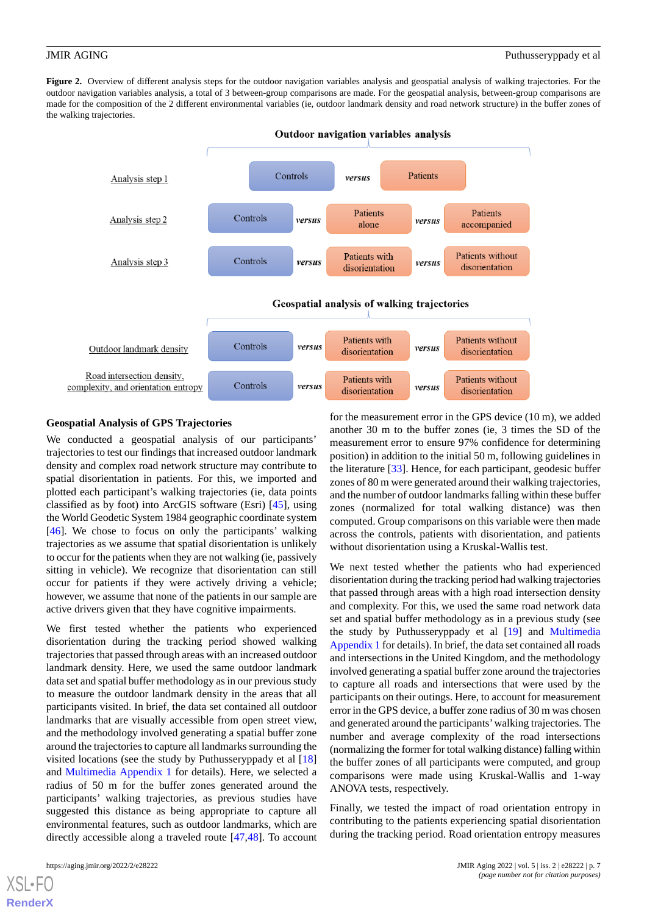**Figure 2.** Overview of different analysis steps for the outdoor navigation variables analysis and geospatial analysis of walking trajectories. For the outdoor navigation variables analysis, a total of 3 between-group comparisons are made. For the geospatial analysis, between-group comparisons are made for the composition of the 2 different environmental variables (ie, outdoor landmark density and road network structure) in the buffer zones of the walking trajectories.

**Outdoor navigation variables analysis**

| | | | | | |
|---|---|---|---|---|---|
| Analysis step 1 | Controls | *versus* | Patients | | |
| Analysis step 2 | Controls | *versus* | Patients alone | *versus* | Patients accompanied |
| Analysis step 3 | Controls | *versus* | Patients with disorientation | *versus* | Patients without disorientation |

**Geospatial analysis of walking trajectories**

| | | | | | |
|---|---|---|---|---|---|
| Outdoor landmark density | Controls | *versus* | Patients with disorientation | *versus* | Patients without disorientation |
| Road intersection density, complexity, and orientation entropy | Controls | *versus* | Patients with disorientation | *versus* | Patients without disorientation |

### Geospatial Analysis of GPS Trajectories

We conducted a geospatial analysis of our participants' trajectories to test our findings that increased outdoor landmark density and complex road network structure may contribute to spatial disorientation in patients. For this, we imported and plotted each participant's walking trajectories (ie, data points classified as by foot) into ArcGIS software (Esri) [45], using the World Geodetic System 1984 geographic coordinate system [46]. We chose to focus on only the participants' walking trajectories as we assume that spatial disorientation is unlikely to occur for the patients when they are not walking (ie, passively sitting in vehicle). We recognize that disorientation can still occur for patients if they were actively driving a vehicle; however, we assume that none of the patients in our sample are active drivers given that they have cognitive impairments.

We first tested whether the patients who experienced disorientation during the tracking period showed walking trajectories that passed through areas with an increased outdoor landmark density. Here, we used the same outdoor landmark data set and spatial buffer methodology as in our previous study to measure the outdoor landmark density in the areas that all participants visited. In brief, the data set contained all outdoor landmarks that are visually accessible from open street view, and the methodology involved generating a spatial buffer zone around the trajectories to capture all landmarks surrounding the visited locations (see the study by Puthusseryppady et al [18] and Multimedia Appendix 1 for details). Here, we selected a radius of 50 m for the buffer zones generated around the participants' walking trajectories, as previous studies have suggested this distance as being appropriate to capture all environmental features, such as outdoor landmarks, which are directly accessible along a traveled route [47,48]. To account for the measurement error in the GPS device (10 m), we added another 30 m to the buffer zones (ie, 3 times the SD of the measurement error to ensure 97% confidence for determining position) in addition to the initial 50 m, following guidelines in the literature [33]. Hence, for each participant, geodesic buffer zones of 80 m were generated around their walking trajectories, and the number of outdoor landmarks falling within these buffer zones (normalized for total walking distance) was then computed. Group comparisons on this variable were then made across the controls, patients with disorientation, and patients without disorientation using a Kruskal-Wallis test.

We next tested whether the patients who had experienced disorientation during the tracking period had walking trajectories that passed through areas with a high road intersection density and complexity. For this, we used the same road network data set and spatial buffer methodology as in a previous study (see the study by Puthusseryppady et al [19] and Multimedia Appendix 1 for details). In brief, the data set contained all roads and intersections in the United Kingdom, and the methodology involved generating a spatial buffer zone around the trajectories to capture all roads and intersections that were used by the participants on their outings. Here, to account for measurement error in the GPS device, a buffer zone radius of 30 m was chosen and generated around the participants' walking trajectories. The number and average complexity of the road intersections (normalizing the former for total walking distance) falling within the buffer zones of all participants were computed, and group comparisons were made using Kruskal-Wallis and 1-way ANOVA tests, respectively.

Finally, we tested the impact of road orientation entropy in contributing to the patients experiencing spatial disorientation during the tracking period. Road orientation entropy measures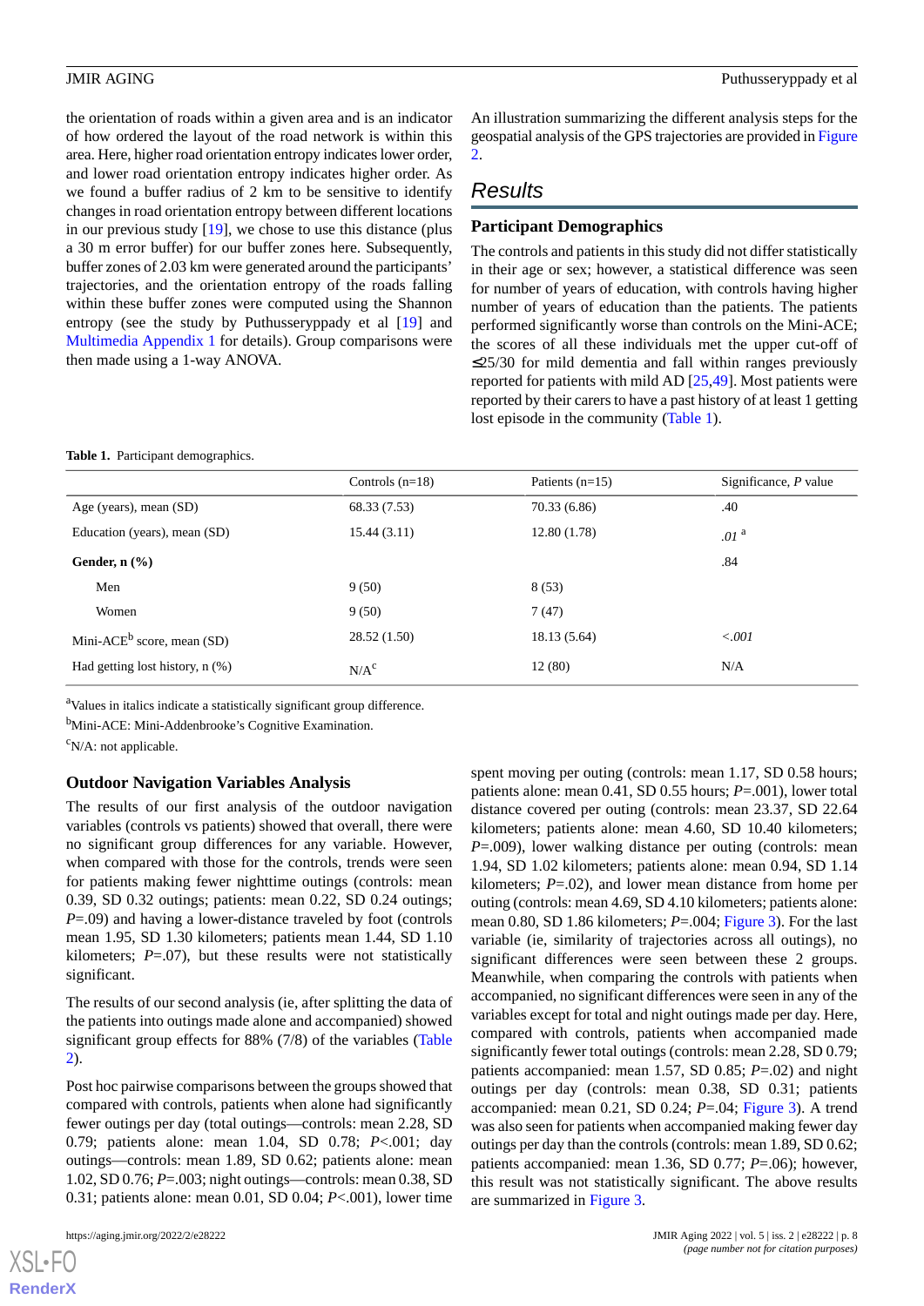the orientation of roads within a given area and is an indicator of how ordered the layout of the road network is within this area. Here, higher road orientation entropy indicates lower order, and lower road orientation entropy indicates higher order. As we found a buffer radius of 2 km to be sensitive to identify changes in road orientation entropy between different locations in our previous study [19], we chose to use this distance (plus a 30 m error buffer) for our buffer zones here. Subsequently, buffer zones of 2.03 km were generated around the participants' trajectories, and the orientation entropy of the roads falling within these buffer zones were computed using the Shannon entropy (see the study by Puthusseryppady et al [19] and Multimedia Appendix 1 for details). Group comparisons were then made using a 1-way ANOVA.

An illustration summarizing the different analysis steps for the geospatial analysis of the GPS trajectories are provided in Figure 2.

## Results

### Participant Demographics

The controls and patients in this study did not differ statistically in their age or sex; however, a statistical difference was seen for number of years of education, with controls having higher number of years of education than the patients. The patients performed significantly worse than controls on the Mini-ACE; the scores of all these individuals met the upper cut-off of ≤25/30 for mild dementia and fall within ranges previously reported for patients with mild AD [25,49]. Most patients were reported by their carers to have a past history of at least 1 getting lost episode in the community (Table 1).

**Table 1.** Participant demographics.

| | Controls (n=18) | Patients (n=15) | Significance, *P* value |
|---|---|---|---|
| Age (years), mean (SD) | 68.33 (7.53) | 70.33 (6.86) | .40 |
| Education (years), mean (SD) | 15.44 (3.11) | 12.80 (1.78) | *.01* [a] |
| **Gender, n (%)** | | | .84 |
| Men | 9 (50) | 8 (53) | |
| Women | 9 (50) | 7 (47) | |
| Mini-ACE[b] score, mean (SD) | 28.52 (1.50) | 18.13 (5.64) | *<.001* |
| Had getting lost history, n (%) | N/A[c] | 12 (80) | N/A |

[a]Values in italics indicate a statistically significant group difference.

[b]Mini-ACE: Mini-Addenbrooke's Cognitive Examination.

[c]N/A: not applicable.

### Outdoor Navigation Variables Analysis

The results of our first analysis of the outdoor navigation variables (controls vs patients) showed that overall, there were no significant group differences for any variable. However, when compared with those for the controls, trends were seen for patients making fewer nighttime outings (controls: mean 0.39, SD 0.32 outings; patients: mean 0.22, SD 0.24 outings; *P*=.09) and having a lower-distance traveled by foot (controls mean 1.95, SD 1.30 kilometers; patients mean 1.44, SD 1.10 kilometers; *P*=.07), but these results were not statistically significant.

The results of our second analysis (ie, after splitting the data of the patients into outings made alone and accompanied) showed significant group effects for 88% (7/8) of the variables (Table 2).

Post hoc pairwise comparisons between the groups showed that compared with controls, patients when alone had significantly fewer outings per day (total outings—controls: mean 2.28, SD 0.79; patients alone: mean 1.04, SD 0.78; *P*<.001; day outings—controls: mean 1.89, SD 0.62; patients alone: mean 1.02, SD 0.76; *P*=.003; night outings—controls: mean 0.38, SD 0.31; patients alone: mean 0.01, SD 0.04; *P*<.001), lower time spent moving per outing (controls: mean 1.17, SD 0.58 hours; patients alone: mean 0.41, SD 0.55 hours; *P*=.001), lower total distance covered per outing (controls: mean 23.37, SD 22.64 kilometers; patients alone: mean 4.60, SD 10.40 kilometers; *P*=.009), lower walking distance per outing (controls: mean 1.94, SD 1.02 kilometers; patients alone: mean 0.94, SD 1.14 kilometers; *P*=.02), and lower mean distance from home per outing (controls: mean 4.69, SD 4.10 kilometers; patients alone: mean 0.80, SD 1.86 kilometers; *P*=.004; Figure 3). For the last variable (ie, similarity of trajectories across all outings), no significant differences were seen between these 2 groups. Meanwhile, when comparing the controls with patients when accompanied, no significant differences were seen in any of the variables except for total and night outings made per day. Here, compared with controls, patients when accompanied made significantly fewer total outings (controls: mean 2.28, SD 0.79; patients accompanied: mean 1.57, SD 0.85; *P*=.02) and night outings per day (controls: mean 0.38, SD 0.31; patients accompanied: mean 0.21, SD 0.24; *P*=.04; Figure 3). A trend was also seen for patients when accompanied making fewer day outings per day than the controls (controls: mean 1.89, SD 0.62; patients accompanied: mean 1.36, SD 0.77; *P*=.06); however, this result was not statistically significant. The above results are summarized in Figure 3.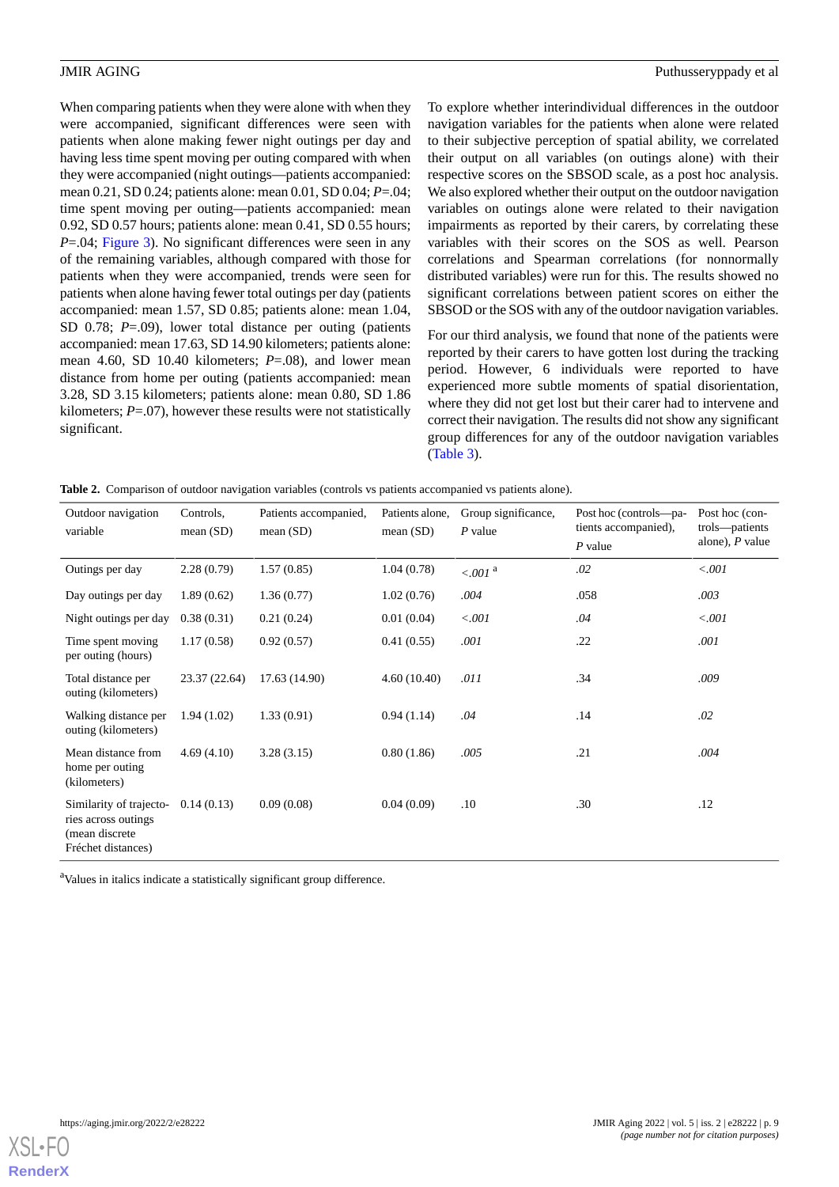When comparing patients when they were alone with when they were accompanied, significant differences were seen with patients when alone making fewer night outings per day and having less time spent moving per outing compared with when they were accompanied (night outings—patients accompanied: mean 0.21, SD 0.24; patients alone: mean 0.01, SD 0.04; *P*=.04; time spent moving per outing—patients accompanied: mean 0.92, SD 0.57 hours; patients alone: mean 0.41, SD 0.55 hours; *P*=.04; Figure 3). No significant differences were seen in any of the remaining variables, although compared with those for patients when they were accompanied, trends were seen for patients when alone having fewer total outings per day (patients accompanied: mean 1.57, SD 0.85; patients alone: mean 1.04, SD 0.78; *P*=.09), lower total distance per outing (patients accompanied: mean 17.63, SD 14.90 kilometers; patients alone: mean 4.60, SD 10.40 kilometers; *P*=.08), and lower mean distance from home per outing (patients accompanied: mean 3.28, SD 3.15 kilometers; patients alone: mean 0.80, SD 1.86 kilometers; *P*=.07), however these results were not statistically significant.

To explore whether interindividual differences in the outdoor navigation variables for the patients when alone were related to their subjective perception of spatial ability, we correlated their output on all variables (on outings alone) with their respective scores on the SBSOD scale, as a post hoc analysis. We also explored whether their output on the outdoor navigation variables on outings alone were related to their navigation impairments as reported by their carers, by correlating these variables with their scores on the SOS as well. Pearson correlations and Spearman correlations (for nonnormally distributed variables) were run for this. The results showed no significant correlations between patient scores on either the SBSOD or the SOS with any of the outdoor navigation variables.

For our third analysis, we found that none of the patients were reported by their carers to have gotten lost during the tracking period. However, 6 individuals were reported to have experienced more subtle moments of spatial disorientation, where they did not get lost but their carer had to intervene and correct their navigation. The results did not show any significant group differences for any of the outdoor navigation variables (Table 3).

**Table 2.** Comparison of outdoor navigation variables (controls vs patients accompanied vs patients alone).

| Outdoor navigation variable | Controls, mean (SD) | Patients accompanied, mean (SD) | Patients alone, mean (SD) | Group significance, *P* value | Post hoc (controls—patients accompanied), *P* value | Post hoc (controls—patients alone), *P* value |
|---|---|---|---|---|---|---|
| Outings per day | 2.28 (0.79) | 1.57 (0.85) | 1.04 (0.78) | *<.001* [a] | *.02* | *<.001* |
| Day outings per day | 1.89 (0.62) | 1.36 (0.77) | 1.02 (0.76) | *.004* | .058 | *.003* |
| Night outings per day | 0.38 (0.31) | 0.21 (0.24) | 0.01 (0.04) | *<.001* | *.04* | *<.001* |
| Time spent moving per outing (hours) | 1.17 (0.58) | 0.92 (0.57) | 0.41 (0.55) | *.001* | .22 | *.001* |
| Total distance per outing (kilometers) | 23.37 (22.64) | 17.63 (14.90) | 4.60 (10.40) | *.011* | .34 | *.009* |
| Walking distance per outing (kilometers) | 1.94 (1.02) | 1.33 (0.91) | 0.94 (1.14) | *.04* | .14 | *.02* |
| Mean distance from home per outing (kilometers) | 4.69 (4.10) | 3.28 (3.15) | 0.80 (1.86) | *.005* | .21 | *.004* |
| Similarity of trajectories across outings (mean discrete Fréchet distances) | 0.14 (0.13) | 0.09 (0.08) | 0.04 (0.09) | .10 | .30 | .12 |

[a]Values in italics indicate a statistically significant group difference.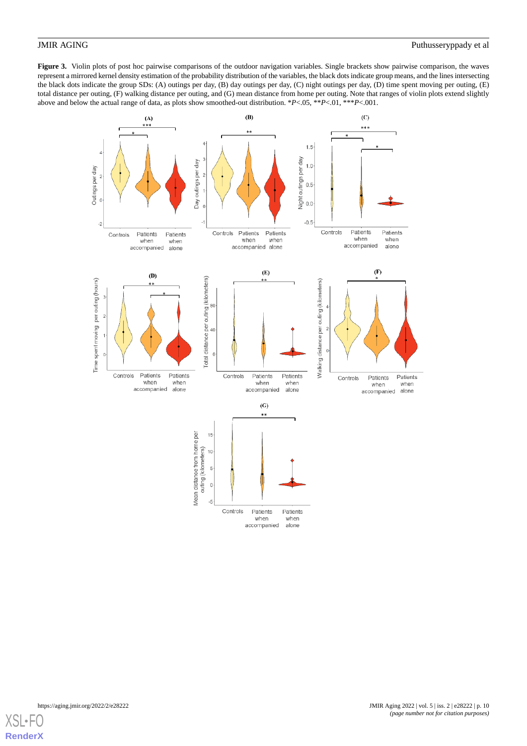**Figure 3.** Violin plots of post hoc pairwise comparisons of the outdoor navigation variables. Single brackets show pairwise comparison, the waves represent a mirrored kernel density estimation of the probability distribution of the variables, the black dots indicate group means, and the lines intersecting the black dots indicate the group SDs: (A) outings per day, (B) day outings per day, (C) night outings per day, (D) time spent moving per outing, (E) total distance per outing, (F) walking distance per outing, and (G) mean distance from home per outing. Note that ranges of violin plots extend slightly above and below the actual range of data, as plots show smoothed-out distribution. \**P*<.05, \*\**P*<.01, \*\*\**P*<.001.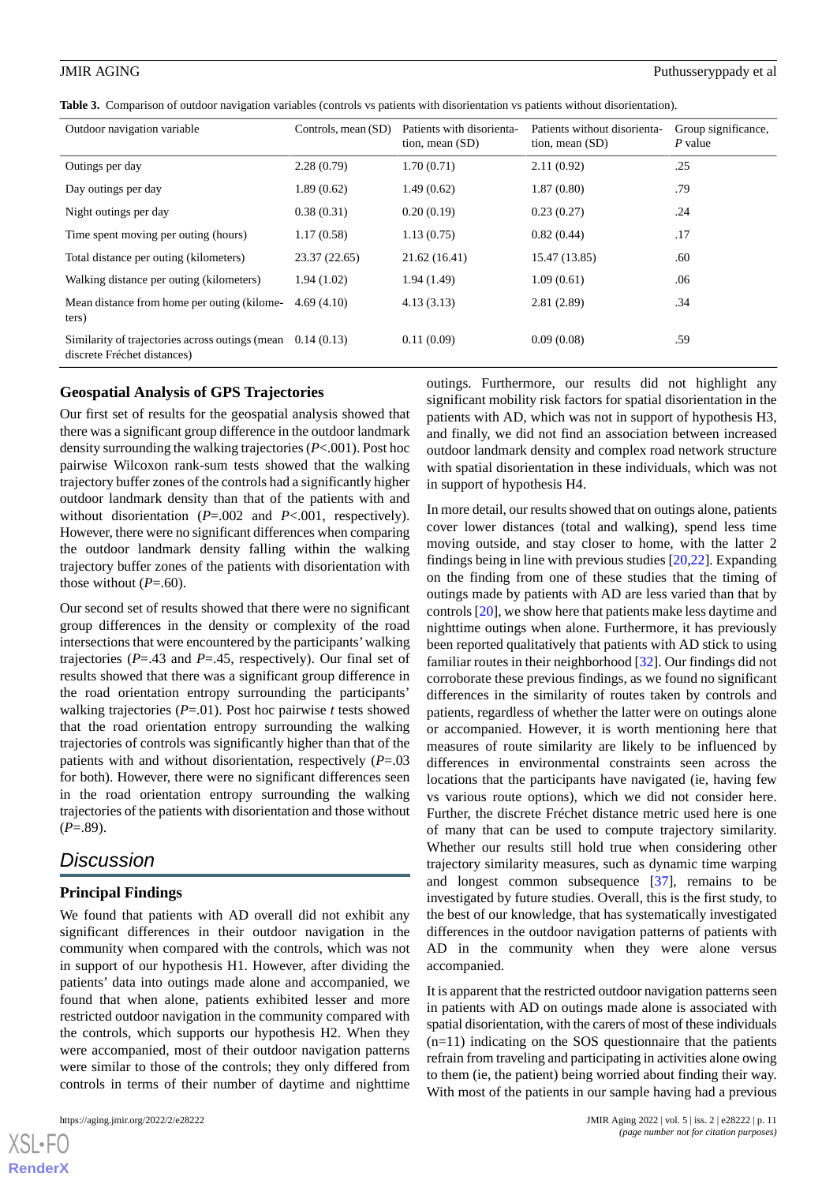**Table 3.** Comparison of outdoor navigation variables (controls vs patients with disorientation vs patients without disorientation).

| Outdoor navigation variable | Controls, mean (SD) | Patients with disorientation, mean (SD) | Patients without disorientation, mean (SD) | Group significance, *P* value |
|---|---|---|---|---|
| Outings per day | 2.28 (0.79) | 1.70 (0.71) | 2.11 (0.92) | .25 |
| Day outings per day | 1.89 (0.62) | 1.49 (0.62) | 1.87 (0.80) | .79 |
| Night outings per day | 0.38 (0.31) | 0.20 (0.19) | 0.23 (0.27) | .24 |
| Time spent moving per outing (hours) | 1.17 (0.58) | 1.13 (0.75) | 0.82 (0.44) | .17 |
| Total distance per outing (kilometers) | 23.37 (22.65) | 21.62 (16.41) | 15.47 (13.85) | .60 |
| Walking distance per outing (kilometers) | 1.94 (1.02) | 1.94 (1.49) | 1.09 (0.61) | .06 |
| Mean distance from home per outing (kilometers) | 4.69 (4.10) | 4.13 (3.13) | 2.81 (2.89) | .34 |
| Similarity of trajectories across outings (mean discrete Fréchet distances) | 0.14 (0.13) | 0.11 (0.09) | 0.09 (0.08) | .59 |

### Geospatial Analysis of GPS Trajectories

Our first set of results for the geospatial analysis showed that there was a significant group difference in the outdoor landmark density surrounding the walking trajectories (*P*<.001). Post hoc pairwise Wilcoxon rank-sum tests showed that the walking trajectory buffer zones of the controls had a significantly higher outdoor landmark density than that of the patients with and without disorientation (*P*=.002 and *P*<.001, respectively). However, there were no significant differences when comparing the outdoor landmark density falling within the walking trajectory buffer zones of the patients with disorientation with those without (*P*=.60).

Our second set of results showed that there were no significant group differences in the density or complexity of the road intersections that were encountered by the participants' walking trajectories (*P*=.43 and *P*=.45, respectively). Our final set of results showed that there was a significant group difference in the road orientation entropy surrounding the participants' walking trajectories (*P*=.01). Post hoc pairwise *t* tests showed that the road orientation entropy surrounding the walking trajectories of controls was significantly higher than that of the patients with and without disorientation, respectively (*P*=.03 for both). However, there were no significant differences seen in the road orientation entropy surrounding the walking trajectories of the patients with disorientation and those without (*P*=.89).

## Discussion

### Principal Findings

We found that patients with AD overall did not exhibit any significant differences in their outdoor navigation in the community when compared with the controls, which was not in support of our hypothesis H1. However, after dividing the patients' data into outings made alone and accompanied, we found that when alone, patients exhibited lesser and more restricted outdoor navigation in the community compared with the controls, which supports our hypothesis H2. When they were accompanied, most of their outdoor navigation patterns were similar to those of the controls; they only differed from controls in terms of their number of daytime and nighttime outings. Furthermore, our results did not highlight any significant mobility risk factors for spatial disorientation in the patients with AD, which was not in support of hypothesis H3, and finally, we did not find an association between increased outdoor landmark density and complex road network structure with spatial disorientation in these individuals, which was not in support of hypothesis H4.

In more detail, our results showed that on outings alone, patients cover lower distances (total and walking), spend less time moving outside, and stay closer to home, with the latter 2 findings being in line with previous studies [20,22]. Expanding on the finding from one of these studies that the timing of outings made by patients with AD are less varied than that by controls [20], we show here that patients make less daytime and nighttime outings when alone. Furthermore, it has previously been reported qualitatively that patients with AD stick to using familiar routes in their neighborhood [32]. Our findings did not corroborate these previous findings, as we found no significant differences in the similarity of routes taken by controls and patients, regardless of whether the latter were on outings alone or accompanied. However, it is worth mentioning here that measures of route similarity are likely to be influenced by differences in environmental constraints seen across the locations that the participants have navigated (ie, having few vs various route options), which we did not consider here. Further, the discrete Fréchet distance metric used here is one of many that can be used to compute trajectory similarity. Whether our results still hold true when considering other trajectory similarity measures, such as dynamic time warping and longest common subsequence [37], remains to be investigated by future studies. Overall, this is the first study, to the best of our knowledge, that has systematically investigated differences in the outdoor navigation patterns of patients with AD in the community when they were alone versus accompanied.

It is apparent that the restricted outdoor navigation patterns seen in patients with AD on outings made alone is associated with spatial disorientation, with the carers of most of these individuals (n=11) indicating on the SOS questionnaire that the patients refrain from traveling and participating in activities alone owing to them (ie, the patient) being worried about finding their way. With most of the patients in our sample having had a previous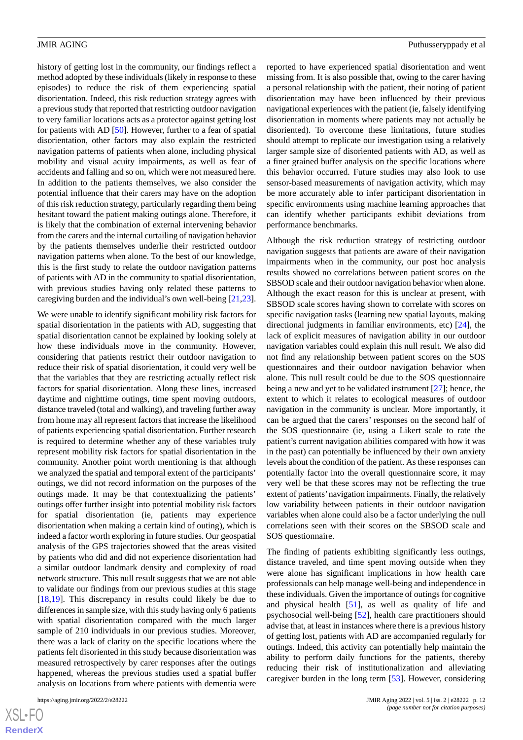history of getting lost in the community, our findings reflect a method adopted by these individuals (likely in response to these episodes) to reduce the risk of them experiencing spatial disorientation. Indeed, this risk reduction strategy agrees with a previous study that reported that restricting outdoor navigation to very familiar locations acts as a protector against getting lost for patients with AD [50]. However, further to a fear of spatial disorientation, other factors may also explain the restricted navigation patterns of patients when alone, including physical mobility and visual acuity impairments, as well as fear of accidents and falling and so on, which were not measured here. In addition to the patients themselves, we also consider the potential influence that their carers may have on the adoption of this risk reduction strategy, particularly regarding them being hesitant toward the patient making outings alone. Therefore, it is likely that the combination of external intervening behavior from the carers and the internal curtailing of navigation behavior by the patients themselves underlie their restricted outdoor navigation patterns when alone. To the best of our knowledge, this is the first study to relate the outdoor navigation patterns of patients with AD in the community to spatial disorientation, with previous studies having only related these patterns to caregiving burden and the individual's own well-being [21,23].

We were unable to identify significant mobility risk factors for spatial disorientation in the patients with AD, suggesting that spatial disorientation cannot be explained by looking solely at how these individuals move in the community. However, considering that patients restrict their outdoor navigation to reduce their risk of spatial disorientation, it could very well be that the variables that they are restricting actually reflect risk factors for spatial disorientation. Along these lines, increased daytime and nighttime outings, time spent moving outdoors, distance traveled (total and walking), and traveling further away from home may all represent factors that increase the likelihood of patients experiencing spatial disorientation. Further research is required to determine whether any of these variables truly represent mobility risk factors for spatial disorientation in the community. Another point worth mentioning is that although we analyzed the spatial and temporal extent of the participants' outings, we did not record information on the purposes of the outings made. It may be that contextualizing the patients' outings offer further insight into potential mobility risk factors for spatial disorientation (ie, patients may experience disorientation when making a certain kind of outing), which is indeed a factor worth exploring in future studies. Our geospatial analysis of the GPS trajectories showed that the areas visited by patients who did and did not experience disorientation had a similar outdoor landmark density and complexity of road network structure. This null result suggests that we are not able to validate our findings from our previous studies at this stage [18,19]. This discrepancy in results could likely be due to differences in sample size, with this study having only 6 patients with spatial disorientation compared with the much larger sample of 210 individuals in our previous studies. Moreover, there was a lack of clarity on the specific locations where the patients felt disoriented in this study because disorientation was measured retrospectively by carer responses after the outings happened, whereas the previous studies used a spatial buffer analysis on locations from where patients with dementia were reported to have experienced spatial disorientation and went missing from. It is also possible that, owing to the carer having a personal relationship with the patient, their noting of patient disorientation may have been influenced by their previous navigational experiences with the patient (ie, falsely identifying disorientation in moments where patients may not actually be disoriented). To overcome these limitations, future studies should attempt to replicate our investigation using a relatively larger sample size of disoriented patients with AD, as well as a finer grained buffer analysis on the specific locations where this behavior occurred. Future studies may also look to use sensor-based measurements of navigation activity, which may be more accurately able to infer participant disorientation in specific environments using machine learning approaches that can identify whether participants exhibit deviations from performance benchmarks.

Although the risk reduction strategy of restricting outdoor navigation suggests that patients are aware of their navigation impairments when in the community, our post hoc analysis results showed no correlations between patient scores on the SBSOD scale and their outdoor navigation behavior when alone. Although the exact reason for this is unclear at present, with SBSOD scale scores having shown to correlate with scores on specific navigation tasks (learning new spatial layouts, making directional judgments in familiar environments, etc) [24], the lack of explicit measures of navigation ability in our outdoor navigation variables could explain this null result. We also did not find any relationship between patient scores on the SOS questionnaires and their outdoor navigation behavior when alone. This null result could be due to the SOS questionnaire being a new and yet to be validated instrument [27]; hence, the extent to which it relates to ecological measures of outdoor navigation in the community is unclear. More importantly, it can be argued that the carers' responses on the second half of the SOS questionnaire (ie, using a Likert scale to rate the patient's current navigation abilities compared with how it was in the past) can potentially be influenced by their own anxiety levels about the condition of the patient. As these responses can potentially factor into the overall questionnaire score, it may very well be that these scores may not be reflecting the true extent of patients' navigation impairments. Finally, the relatively low variability between patients in their outdoor navigation variables when alone could also be a factor underlying the null correlations seen with their scores on the SBSOD scale and SOS questionnaire.

The finding of patients exhibiting significantly less outings, distance traveled, and time spent moving outside when they were alone has significant implications in how health care professionals can help manage well-being and independence in these individuals. Given the importance of outings for cognitive and physical health [51], as well as quality of life and psychosocial well-being [52], health care practitioners should advise that, at least in instances where there is a previous history of getting lost, patients with AD are accompanied regularly for outings. Indeed, this activity can potentially help maintain the ability to perform daily functions for the patients, thereby reducing their risk of institutionalization and alleviating caregiver burden in the long term [53]. However, considering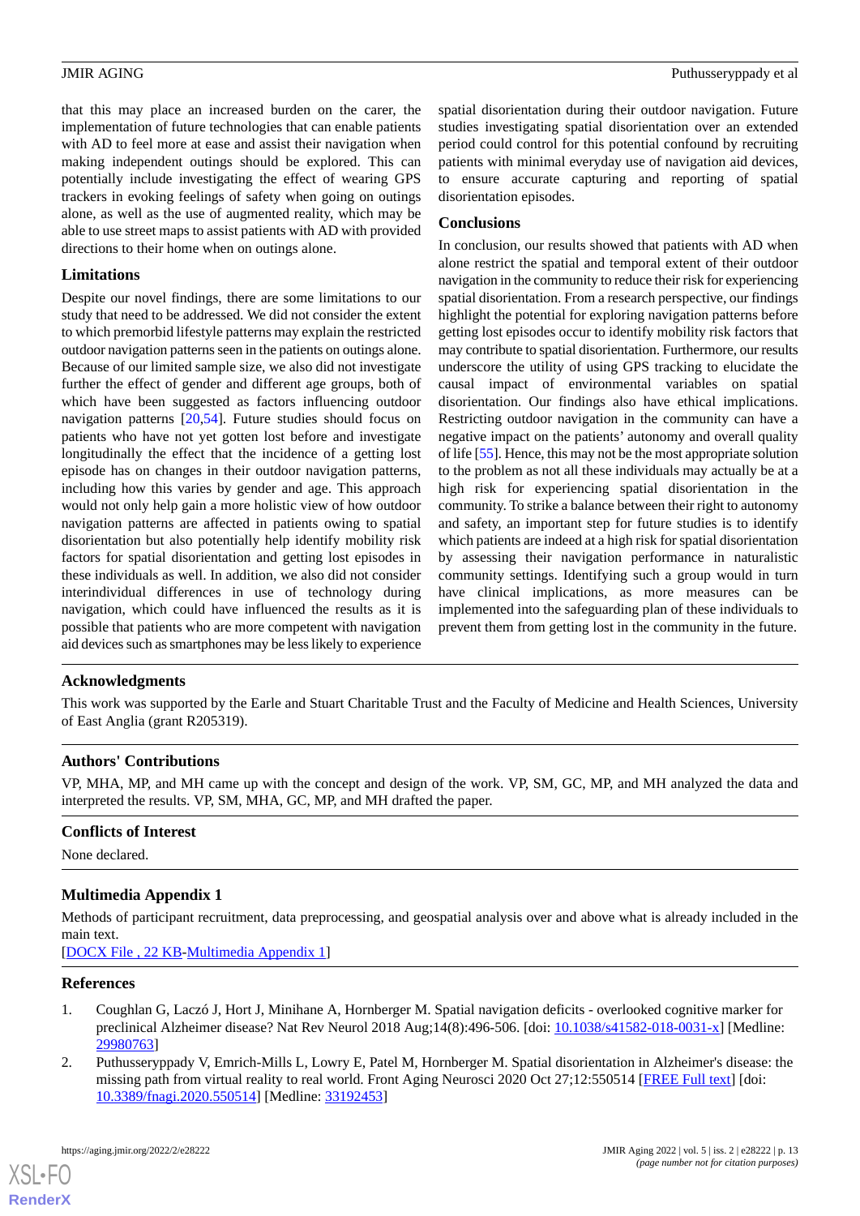that this may place an increased burden on the carer, the implementation of future technologies that can enable patients with AD to feel more at ease and assist their navigation when making independent outings should be explored. This can potentially include investigating the effect of wearing GPS trackers in evoking feelings of safety when going on outings alone, as well as the use of augmented reality, which may be able to use street maps to assist patients with AD with provided directions to their home when on outings alone.

### Limitations

Despite our novel findings, there are some limitations to our study that need to be addressed. We did not consider the extent to which premorbid lifestyle patterns may explain the restricted outdoor navigation patterns seen in the patients on outings alone. Because of our limited sample size, we also did not investigate further the effect of gender and different age groups, both of which have been suggested as factors influencing outdoor navigation patterns [20,54]. Future studies should focus on patients who have not yet gotten lost before and investigate longitudinally the effect that the incidence of a getting lost episode has on changes in their outdoor navigation patterns, including how this varies by gender and age. This approach would not only help gain a more holistic view of how outdoor navigation patterns are affected in patients owing to spatial disorientation but also potentially help identify mobility risk factors for spatial disorientation and getting lost episodes in these individuals as well. In addition, we also did not consider interindividual differences in use of technology during navigation, which could have influenced the results as it is possible that patients who are more competent with navigation aid devices such as smartphones may be less likely to experience spatial disorientation during their outdoor navigation. Future studies investigating spatial disorientation over an extended period could control for this potential confound by recruiting patients with minimal everyday use of navigation aid devices, to ensure accurate capturing and reporting of spatial disorientation episodes.

### Conclusions

In conclusion, our results showed that patients with AD when alone restrict the spatial and temporal extent of their outdoor navigation in the community to reduce their risk for experiencing spatial disorientation. From a research perspective, our findings highlight the potential for exploring navigation patterns before getting lost episodes occur to identify mobility risk factors that may contribute to spatial disorientation. Furthermore, our results underscore the utility of using GPS tracking to elucidate the causal impact of environmental variables on spatial disorientation. Our findings also have ethical implications. Restricting outdoor navigation in the community can have a negative impact on the patients' autonomy and overall quality of life [55]. Hence, this may not be the most appropriate solution to the problem as not all these individuals may actually be at a high risk for experiencing spatial disorientation in the community. To strike a balance between their right to autonomy and safety, an important step for future studies is to identify which patients are indeed at a high risk for spatial disorientation by assessing their navigation performance in naturalistic community settings. Identifying such a group would in turn have clinical implications, as more measures can be implemented into the safeguarding plan of these individuals to prevent them from getting lost in the community in the future.

## Acknowledgments

This work was supported by the Earle and Stuart Charitable Trust and the Faculty of Medicine and Health Sciences, University of East Anglia (grant R205319).

## Authors' Contributions

VP, MHA, MP, and MH came up with the concept and design of the work. VP, SM, GC, MP, and MH analyzed the data and interpreted the results. VP, SM, MHA, GC, MP, and MH drafted the paper.

## Conflicts of Interest

None declared.

## Multimedia Appendix 1

Methods of participant recruitment, data preprocessing, and geospatial analysis over and above what is already included in the main text.

[DOCX File , 22 KB-Multimedia Appendix 1]

## References

1. Coughlan G, Laczó J, Hort J, Minihane A, Hornberger M. Spatial navigation deficits - overlooked cognitive marker for preclinical Alzheimer disease? Nat Rev Neurol 2018 Aug;14(8):496-506. [doi: 10.1038/s41582-018-0031-x] [Medline: 29980763]
2. Puthusseryppady V, Emrich-Mills L, Lowry E, Patel M, Hornberger M. Spatial disorientation in Alzheimer's disease: the missing path from virtual reality to real world. Front Aging Neurosci 2020 Oct 27;12:550514 [FREE Full text] [doi: 10.3389/fnagi.2020.550514] [Medline: 33192453]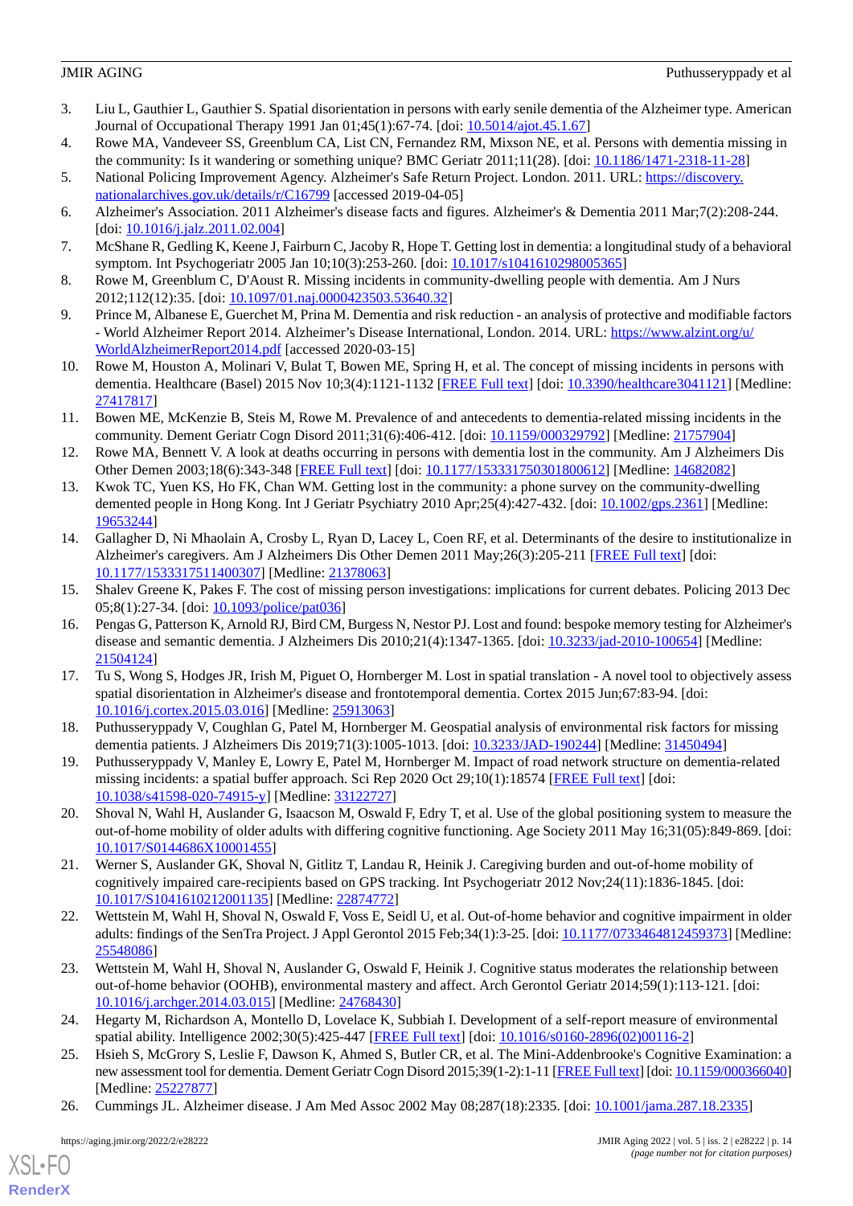3. Liu L, Gauthier L, Gauthier S. Spatial disorientation in persons with early senile dementia of the Alzheimer type. American Journal of Occupational Therapy 1991 Jan 01;45(1):67-74. [doi: 10.5014/ajot.45.1.67]
4. Rowe MA, Vandeveer SS, Greenblum CA, List CN, Fernandez RM, Mixson NE, et al. Persons with dementia missing in the community: Is it wandering or something unique? BMC Geriatr 2011;11(28). [doi: 10.1186/1471-2318-11-28]
5. National Policing Improvement Agency. Alzheimer's Safe Return Project. London. 2011. URL: https://discovery.nationalarchives.gov.uk/details/r/C16799 [accessed 2019-04-05]
6. Alzheimer's Association. 2011 Alzheimer's disease facts and figures. Alzheimer's & Dementia 2011 Mar;7(2):208-244. [doi: 10.1016/j.jalz.2011.02.004]
7. McShane R, Gedling K, Keene J, Fairburn C, Jacoby R, Hope T. Getting lost in dementia: a longitudinal study of a behavioral symptom. Int Psychogeriatr 2005 Jan 10;10(3):253-260. [doi: 10.1017/s1041610298005365]
8. Rowe M, Greenblum C, D'Aoust R. Missing incidents in community-dwelling people with dementia. Am J Nurs 2012;112(12):35. [doi: 10.1097/01.naj.0000423503.53640.32]
9. Prince M, Albanese E, Guerchet M, Prina M. Dementia and risk reduction - an analysis of protective and modifiable factors - World Alzheimer Report 2014. Alzheimer's Disease International, London. 2014. URL: https://www.alzint.org/u/WorldAlzheimerReport2014.pdf [accessed 2020-03-15]
10. Rowe M, Houston A, Molinari V, Bulat T, Bowen ME, Spring H, et al. The concept of missing incidents in persons with dementia. Healthcare (Basel) 2015 Nov 10;3(4):1121-1132 [FREE Full text] [doi: 10.3390/healthcare3041121] [Medline: 27417817]
11. Bowen ME, McKenzie B, Steis M, Rowe M. Prevalence of and antecedents to dementia-related missing incidents in the community. Dement Geriatr Cogn Disord 2011;31(6):406-412. [doi: 10.1159/000329792] [Medline: 21757904]
12. Rowe MA, Bennett V. A look at deaths occurring in persons with dementia lost in the community. Am J Alzheimers Dis Other Demen 2003;18(6):343-348 [FREE Full text] [doi: 10.1177/153331750301800612] [Medline: 14682082]
13. Kwok TC, Yuen KS, Ho FK, Chan WM. Getting lost in the community: a phone survey on the community-dwelling demented people in Hong Kong. Int J Geriatr Psychiatry 2010 Apr;25(4):427-432. [doi: 10.1002/gps.2361] [Medline: 19653244]
14. Gallagher D, Ni Mhaolain A, Crosby L, Ryan D, Lacey L, Coen RF, et al. Determinants of the desire to institutionalize in Alzheimer's caregivers. Am J Alzheimers Dis Other Demen 2011 May;26(3):205-211 [FREE Full text] [doi: 10.1177/1533317511400307] [Medline: 21378063]
15. Shalev Greene K, Pakes F. The cost of missing person investigations: implications for current debates. Policing 2013 Dec 05;8(1):27-34. [doi: 10.1093/police/pat036]
16. Pengas G, Patterson K, Arnold RJ, Bird CM, Burgess N, Nestor PJ. Lost and found: bespoke memory testing for Alzheimer's disease and semantic dementia. J Alzheimers Dis 2010;21(4):1347-1365. [doi: 10.3233/jad-2010-100654] [Medline: 21504124]
17. Tu S, Wong S, Hodges JR, Irish M, Piguet O, Hornberger M. Lost in spatial translation - A novel tool to objectively assess spatial disorientation in Alzheimer's disease and frontotemporal dementia. Cortex 2015 Jun;67:83-94. [doi: 10.1016/j.cortex.2015.03.016] [Medline: 25913063]
18. Puthusseryppady V, Coughlan G, Patel M, Hornberger M. Geospatial analysis of environmental risk factors for missing dementia patients. J Alzheimers Dis 2019;71(3):1005-1013. [doi: 10.3233/JAD-190244] [Medline: 31450494]
19. Puthusseryppady V, Manley E, Lowry E, Patel M, Hornberger M. Impact of road network structure on dementia-related missing incidents: a spatial buffer approach. Sci Rep 2020 Oct 29;10(1):18574 [FREE Full text] [doi: 10.1038/s41598-020-74915-y] [Medline: 33122727]
20. Shoval N, Wahl H, Auslander G, Isaacson M, Oswald F, Edry T, et al. Use of the global positioning system to measure the out-of-home mobility of older adults with differing cognitive functioning. Age Society 2011 May 16;31(05):849-869. [doi: 10.1017/S0144686X10001455]
21. Werner S, Auslander GK, Shoval N, Gitlitz T, Landau R, Heinik J. Caregiving burden and out-of-home mobility of cognitively impaired care-recipients based on GPS tracking. Int Psychogeriatr 2012 Nov;24(11):1836-1845. [doi: 10.1017/S1041610212001135] [Medline: 22874772]
22. Wettstein M, Wahl H, Shoval N, Oswald F, Voss E, Seidl U, et al. Out-of-home behavior and cognitive impairment in older adults: findings of the SenTra Project. J Appl Gerontol 2015 Feb;34(1):3-25. [doi: 10.1177/0733464812459373] [Medline: 25548086]
23. Wettstein M, Wahl H, Shoval N, Auslander G, Oswald F, Heinik J. Cognitive status moderates the relationship between out-of-home behavior (OOHB), environmental mastery and affect. Arch Gerontol Geriatr 2014;59(1):113-121. [doi: 10.1016/j.archger.2014.03.015] [Medline: 24768430]
24. Hegarty M, Richardson A, Montello D, Lovelace K, Subbiah I. Development of a self-report measure of environmental spatial ability. Intelligence 2002;30(5):425-447 [FREE Full text] [doi: 10.1016/s0160-2896(02)00116-2]
25. Hsieh S, McGrory S, Leslie F, Dawson K, Ahmed S, Butler CR, et al. The Mini-Addenbrooke's Cognitive Examination: a new assessment tool for dementia. Dement Geriatr Cogn Disord 2015;39(1-2):1-11 [FREE Full text] [doi: 10.1159/000366040] [Medline: 25227877]
26. Cummings JL. Alzheimer disease. J Am Med Assoc 2002 May 08;287(18):2335. [doi: 10.1001/jama.287.18.2335]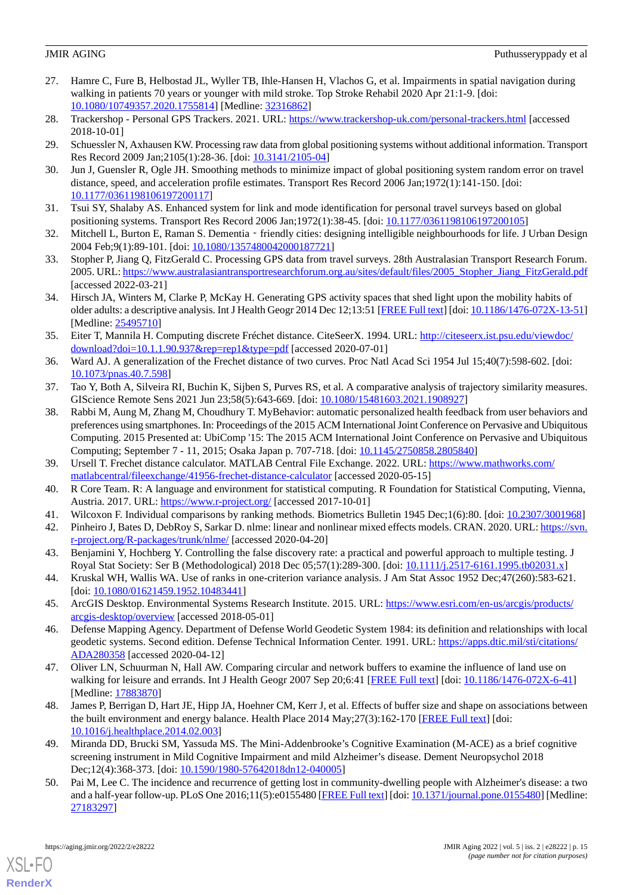27. Hamre C, Fure B, Helbostad JL, Wyller TB, Ihle-Hansen H, Vlachos G, et al. Impairments in spatial navigation during walking in patients 70 years or younger with mild stroke. Top Stroke Rehabil 2020 Apr 21:1-9. [doi: 10.1080/10749357.2020.1755814] [Medline: 32316862]
28. Trackershop - Personal GPS Trackers. 2021. URL: https://www.trackershop-uk.com/personal-trackers.html [accessed 2018-10-01]
29. Schuessler N, Axhausen KW. Processing raw data from global positioning systems without additional information. Transport Res Record 2009 Jan;2105(1):28-36. [doi: 10.3141/2105-04]
30. Jun J, Guensler R, Ogle JH. Smoothing methods to minimize impact of global positioning system random error on travel distance, speed, and acceleration profile estimates. Transport Res Record 2006 Jan;1972(1):141-150. [doi: 10.1177/0361198106197200117]
31. Tsui SY, Shalaby AS. Enhanced system for link and mode identification for personal travel surveys based on global positioning systems. Transport Res Record 2006 Jan;1972(1):38-45. [doi: 10.1177/0361198106197200105]
32. Mitchell L, Burton E, Raman S. Dementia‐friendly cities: designing intelligible neighbourhoods for life. J Urban Design 2004 Feb;9(1):89-101. [doi: 10.1080/1357480042000187721]
33. Stopher P, Jiang Q, FitzGerald C. Processing GPS data from travel surveys. 28th Australasian Transport Research Forum. 2005. URL: https://www.australasiantransportresearchforum.org.au/sites/default/files/2005_Stopher_Jiang_FitzGerald.pdf [accessed 2022-03-21]
34. Hirsch JA, Winters M, Clarke P, McKay H. Generating GPS activity spaces that shed light upon the mobility habits of older adults: a descriptive analysis. Int J Health Geogr 2014 Dec 12;13:51 [FREE Full text] [doi: 10.1186/1476-072X-13-51] [Medline: 25495710]
35. Eiter T, Mannila H. Computing discrete Fréchet distance. CiteSeerX. 1994. URL: http://citeseerx.ist.psu.edu/viewdoc/download?doi=10.1.1.90.937&rep=rep1&type=pdf [accessed 2020-07-01]
36. Ward AJ. A generalization of the Frechet distance of two curves. Proc Natl Acad Sci 1954 Jul 15;40(7):598-602. [doi: 10.1073/pnas.40.7.598]
37. Tao Y, Both A, Silveira RI, Buchin K, Sijben S, Purves RS, et al. A comparative analysis of trajectory similarity measures. GIScience Remote Sens 2021 Jun 23;58(5):643-669. [doi: 10.1080/15481603.2021.1908927]
38. Rabbi M, Aung M, Zhang M, Choudhury T. MyBehavior: automatic personalized health feedback from user behaviors and preferences using smartphones. In: Proceedings of the 2015 ACM International Joint Conference on Pervasive and Ubiquitous Computing. 2015 Presented at: UbiComp '15: The 2015 ACM International Joint Conference on Pervasive and Ubiquitous Computing; September 7 - 11, 2015; Osaka Japan p. 707-718. [doi: 10.1145/2750858.2805840]
39. Ursell T. Frechet distance calculator. MATLAB Central File Exchange. 2022. URL: https://www.mathworks.com/matlabcentral/fileexchange/41956-frechet-distance-calculator [accessed 2020-05-15]
40. R Core Team. R: A language and environment for statistical computing. R Foundation for Statistical Computing, Vienna, Austria. 2017. URL: https://www.r-project.org/ [accessed 2017-10-01]
41. Wilcoxon F. Individual comparisons by ranking methods. Biometrics Bulletin 1945 Dec;1(6):80. [doi: 10.2307/3001968]
42. Pinheiro J, Bates D, DebRoy S, Sarkar D. nlme: linear and nonlinear mixed effects models. CRAN. 2020. URL: https://svn.r-project.org/R-packages/trunk/nlme/ [accessed 2020-04-20]
43. Benjamini Y, Hochberg Y. Controlling the false discovery rate: a practical and powerful approach to multiple testing. J Royal Stat Society: Ser B (Methodological) 2018 Dec 05;57(1):289-300. [doi: 10.1111/j.2517-6161.1995.tb02031.x]
44. Kruskal WH, Wallis WA. Use of ranks in one-criterion variance analysis. J Am Stat Assoc 1952 Dec;47(260):583-621. [doi: 10.1080/01621459.1952.10483441]
45. ArcGIS Desktop. Environmental Systems Research Institute. 2015. URL: https://www.esri.com/en-us/arcgis/products/arcgis-desktop/overview [accessed 2018-05-01]
46. Defense Mapping Agency. Department of Defense World Geodetic System 1984: its definition and relationships with local geodetic systems. Second edition. Defense Technical Information Center. 1991. URL: https://apps.dtic.mil/sti/citations/ADA280358 [accessed 2020-04-12]
47. Oliver LN, Schuurman N, Hall AW. Comparing circular and network buffers to examine the influence of land use on walking for leisure and errands. Int J Health Geogr 2007 Sep 20;6:41 [FREE Full text] [doi: 10.1186/1476-072X-6-41] [Medline: 17883870]
48. James P, Berrigan D, Hart JE, Hipp JA, Hoehner CM, Kerr J, et al. Effects of buffer size and shape on associations between the built environment and energy balance. Health Place 2014 May;27(3):162-170 [FREE Full text] [doi: 10.1016/j.healthplace.2014.02.003]
49. Miranda DD, Brucki SM, Yassuda MS. The Mini-Addenbrooke's Cognitive Examination (M-ACE) as a brief cognitive screening instrument in Mild Cognitive Impairment and mild Alzheimer's disease. Dement Neuropsychol 2018 Dec;12(4):368-373. [doi: 10.1590/1980-57642018dn12-040005]
50. Pai M, Lee C. The incidence and recurrence of getting lost in community-dwelling people with Alzheimer's disease: a two and a half-year follow-up. PLoS One 2016;11(5):e0155480 [FREE Full text] [doi: 10.1371/journal.pone.0155480] [Medline: 27183297]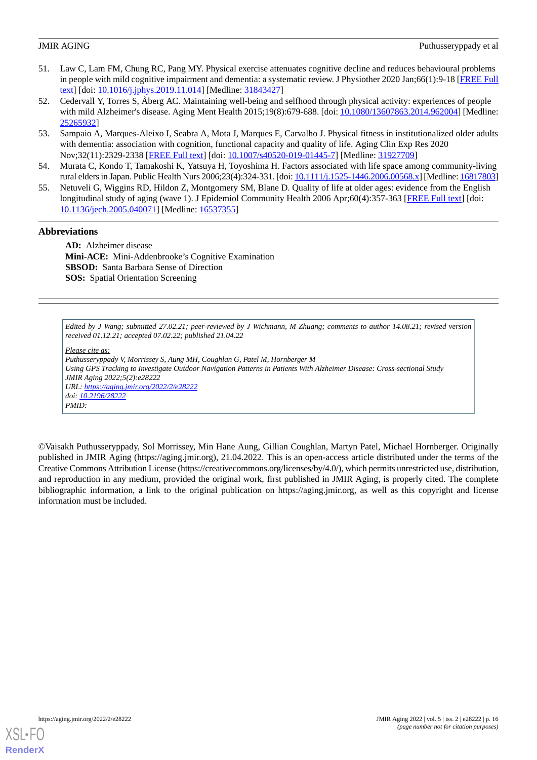51. Law C, Lam FM, Chung RC, Pang MY. Physical exercise attenuates cognitive decline and reduces behavioural problems in people with mild cognitive impairment and dementia: a systematic review. J Physiother 2020 Jan;66(1):9-18 [FREE Full text] [doi: 10.1016/j.jphys.2019.11.014] [Medline: 31843427]
52. Cedervall Y, Torres S, Åberg AC. Maintaining well-being and selfhood through physical activity: experiences of people with mild Alzheimer's disease. Aging Ment Health 2015;19(8):679-688. [doi: 10.1080/13607863.2014.962004] [Medline: 25265932]
53. Sampaio A, Marques-Aleixo I, Seabra A, Mota J, Marques E, Carvalho J. Physical fitness in institutionalized older adults with dementia: association with cognition, functional capacity and quality of life. Aging Clin Exp Res 2020 Nov;32(11):2329-2338 [FREE Full text] [doi: 10.1007/s40520-019-01445-7] [Medline: 31927709]
54. Murata C, Kondo T, Tamakoshi K, Yatsuya H, Toyoshima H. Factors associated with life space among community-living rural elders in Japan. Public Health Nurs 2006;23(4):324-331. [doi: 10.1111/j.1525-1446.2006.00568.x] [Medline: 16817803]
55. Netuveli G, Wiggins RD, Hildon Z, Montgomery SM, Blane D. Quality of life at older ages: evidence from the English longitudinal study of aging (wave 1). J Epidemiol Community Health 2006 Apr;60(4):357-363 [FREE Full text] [doi: 10.1136/jech.2005.040071] [Medline: 16537355]

## Abbreviations

**AD:** Alzheimer disease
**Mini-ACE:** Mini-Addenbrooke's Cognitive Examination
**SBSOD:** Santa Barbara Sense of Direction
**SOS:** Spatial Orientation Screening

*Edited by J Wang; submitted 27.02.21; peer-reviewed by J Wichmann, M Zhuang; comments to author 14.08.21; revised version received 01.12.21; accepted 07.02.22; published 21.04.22*

*Please cite as:*
*Puthusseryppady V, Morrissey S, Aung MH, Coughlan G, Patel M, Hornberger M*
*Using GPS Tracking to Investigate Outdoor Navigation Patterns in Patients With Alzheimer Disease: Cross-sectional Study*
*JMIR Aging 2022;5(2):e28222*
*URL: https://aging.jmir.org/2022/2/e28222*
*doi: 10.2196/28222*
*PMID:*

©Vaisakh Puthusseryppady, Sol Morrissey, Min Hane Aung, Gillian Coughlan, Martyn Patel, Michael Hornberger. Originally published in JMIR Aging (https://aging.jmir.org), 21.04.2022. This is an open-access article distributed under the terms of the Creative Commons Attribution License (https://creativecommons.org/licenses/by/4.0/), which permits unrestricted use, distribution, and reproduction in any medium, provided the original work, first published in JMIR Aging, is properly cited. The complete bibliographic information, a link to the original publication on https://aging.jmir.org, as well as this copyright and license information must be included.